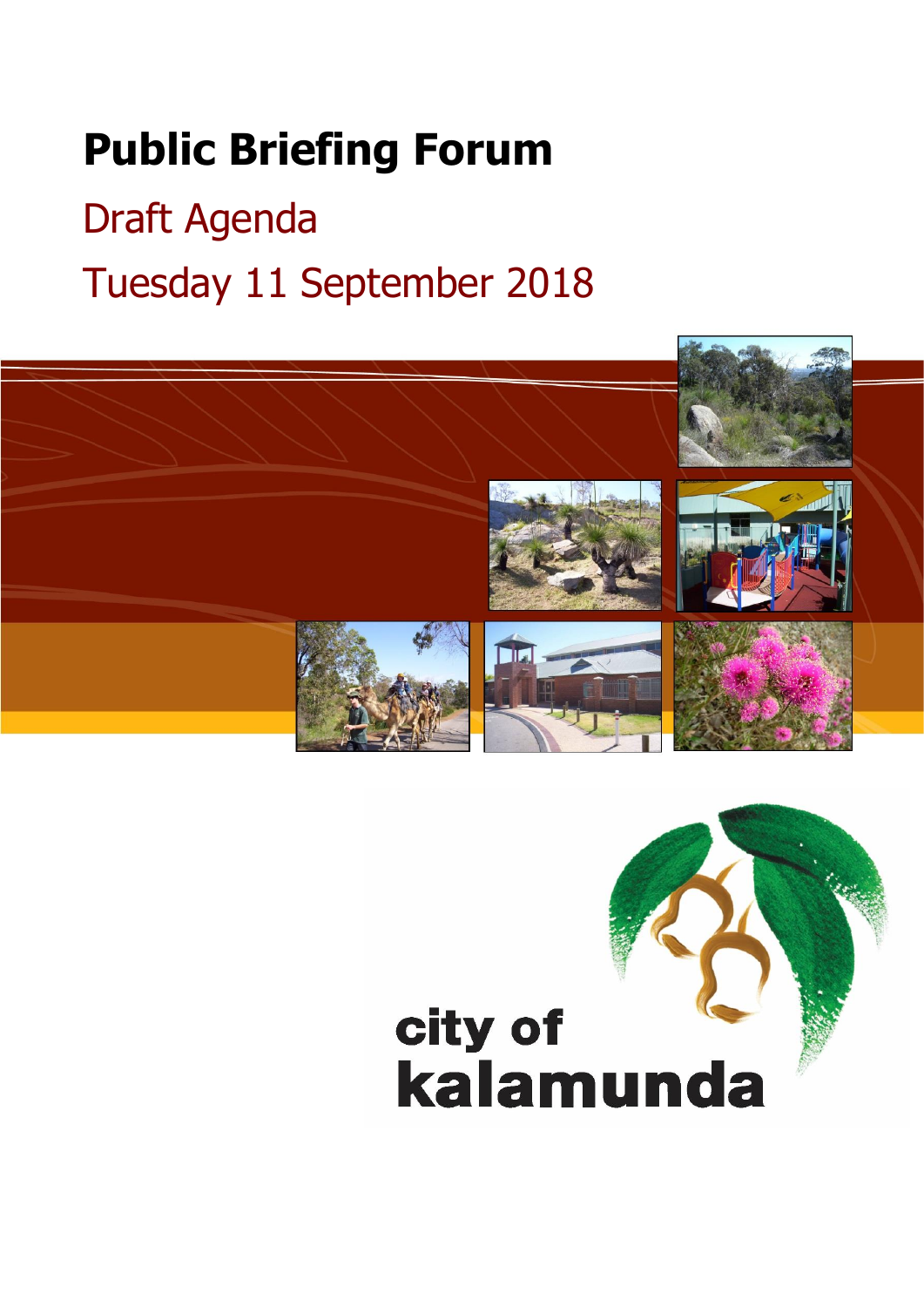# Public Briefing Forum

## Draft Agenda

## Tuesday 11 September 2018

city of
kalamunda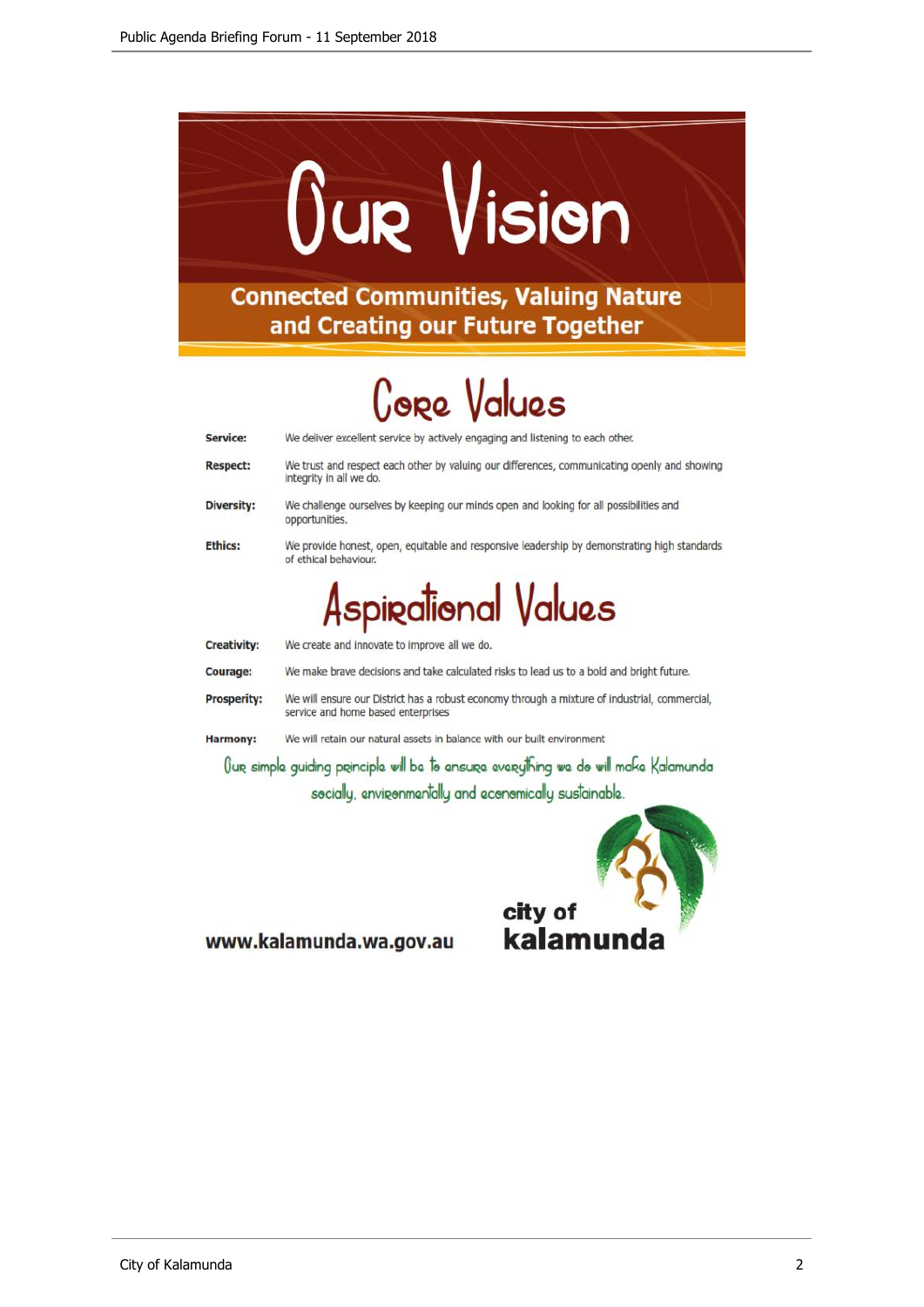# Our Vision

**Connected Communities, Valuing Nature and Creating our Future Together**

## Core Values

**Service:** We deliver excellent service by actively engaging and listening to each other.

**Respect:** We trust and respect each other by valuing our differences, communicating openly and showing integrity in all we do.

**Diversity:** We challenge ourselves by keeping our minds open and looking for all possibilities and opportunities.

**Ethics:** We provide honest, open, equitable and responsive leadership by demonstrating high standards of ethical behaviour.

## Aspirational Values

**Creativity:** We create and innovate to improve all we do.

**Courage:** We make brave decisions and take calculated risks to lead us to a bold and bright future.

**Prosperity:** We will ensure our District has a robust economy through a mixture of industrial, commercial, service and home based enterprises

**Harmony:** We will retain our natural assets in balance with our built environment

*Our simple guiding principle will be to ensure everything we do will make Kalamunda socially, environmentally and economically sustainable.*

www.kalamunda.wa.gov.au

**city of kalamunda**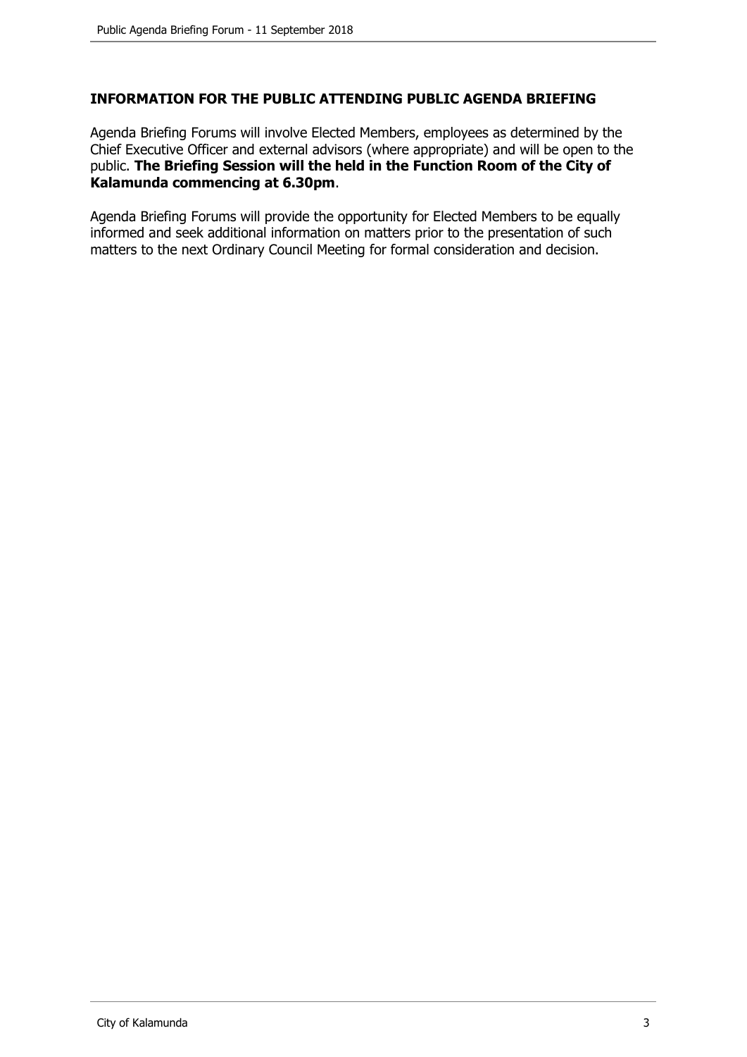## INFORMATION FOR THE PUBLIC ATTENDING PUBLIC AGENDA BRIEFING

Agenda Briefing Forums will involve Elected Members, employees as determined by the Chief Executive Officer and external advisors (where appropriate) and will be open to the public. **The Briefing Session will the held in the Function Room of the City of Kalamunda commencing at 6.30pm**.

Agenda Briefing Forums will provide the opportunity for Elected Members to be equally informed and seek additional information on matters prior to the presentation of such matters to the next Ordinary Council Meeting for formal consideration and decision.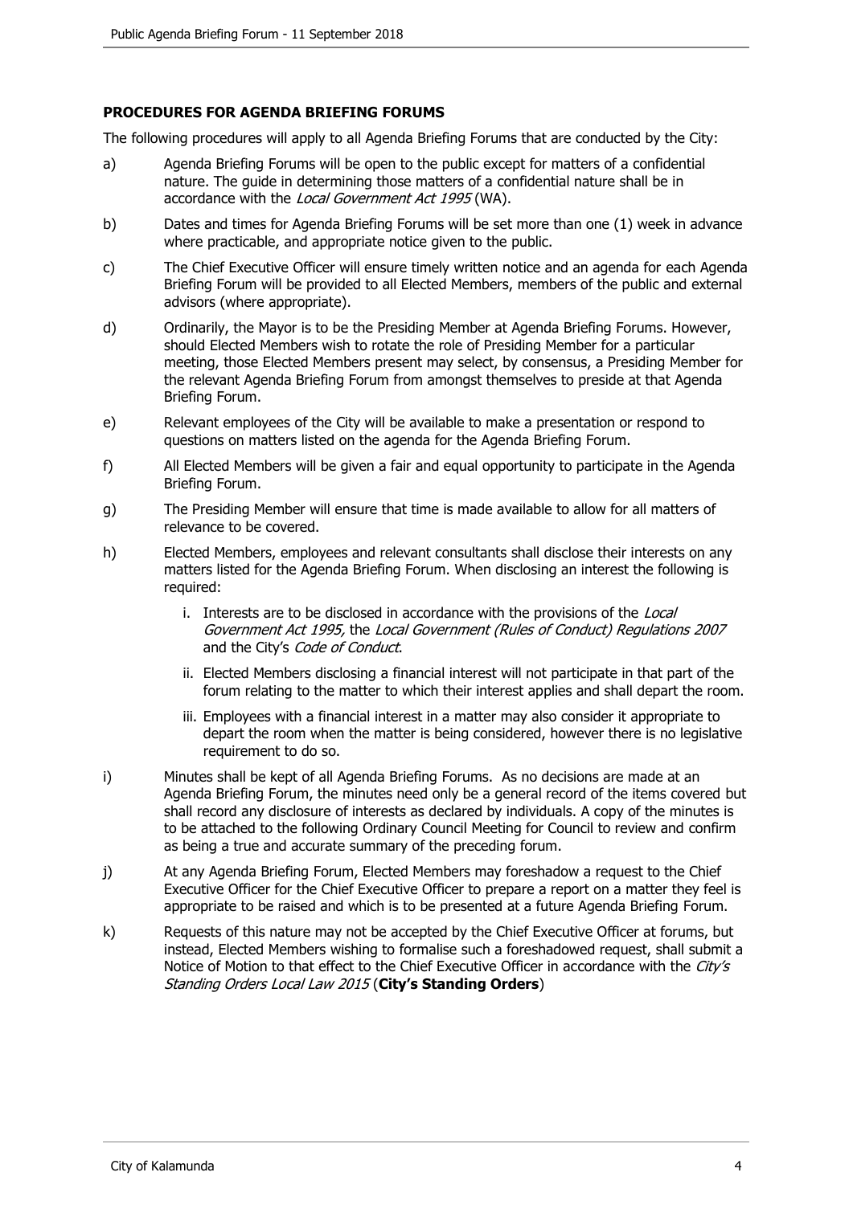## PROCEDURES FOR AGENDA BRIEFING FORUMS

The following procedures will apply to all Agenda Briefing Forums that are conducted by the City:

a) Agenda Briefing Forums will be open to the public except for matters of a confidential nature. The guide in determining those matters of a confidential nature shall be in accordance with the *Local Government Act 1995* (WA).

b) Dates and times for Agenda Briefing Forums will be set more than one (1) week in advance where practicable, and appropriate notice given to the public.

c) The Chief Executive Officer will ensure timely written notice and an agenda for each Agenda Briefing Forum will be provided to all Elected Members, members of the public and external advisors (where appropriate).

d) Ordinarily, the Mayor is to be the Presiding Member at Agenda Briefing Forums. However, should Elected Members wish to rotate the role of Presiding Member for a particular meeting, those Elected Members present may select, by consensus, a Presiding Member for the relevant Agenda Briefing Forum from amongst themselves to preside at that Agenda Briefing Forum.

e) Relevant employees of the City will be available to make a presentation or respond to questions on matters listed on the agenda for the Agenda Briefing Forum.

f) All Elected Members will be given a fair and equal opportunity to participate in the Agenda Briefing Forum.

g) The Presiding Member will ensure that time is made available to allow for all matters of relevance to be covered.

h) Elected Members, employees and relevant consultants shall disclose their interests on any matters listed for the Agenda Briefing Forum. When disclosing an interest the following is required:

   i. Interests are to be disclosed in accordance with the provisions of the *Local Government Act 1995,* the *Local Government (Rules of Conduct) Regulations 2007* and the City's *Code of Conduct*.

   ii. Elected Members disclosing a financial interest will not participate in that part of the forum relating to the matter to which their interest applies and shall depart the room.

   iii. Employees with a financial interest in a matter may also consider it appropriate to depart the room when the matter is being considered, however there is no legislative requirement to do so.

i) Minutes shall be kept of all Agenda Briefing Forums. As no decisions are made at an Agenda Briefing Forum, the minutes need only be a general record of the items covered but shall record any disclosure of interests as declared by individuals. A copy of the minutes is to be attached to the following Ordinary Council Meeting for Council to review and confirm as being a true and accurate summary of the preceding forum.

j) At any Agenda Briefing Forum, Elected Members may foreshadow a request to the Chief Executive Officer for the Chief Executive Officer to prepare a report on a matter they feel is appropriate to be raised and which is to be presented at a future Agenda Briefing Forum.

k) Requests of this nature may not be accepted by the Chief Executive Officer at forums, but instead, Elected Members wishing to formalise such a foreshadowed request, shall submit a Notice of Motion to that effect to the Chief Executive Officer in accordance with the *City's Standing Orders Local Law 2015* (**City's Standing Orders**)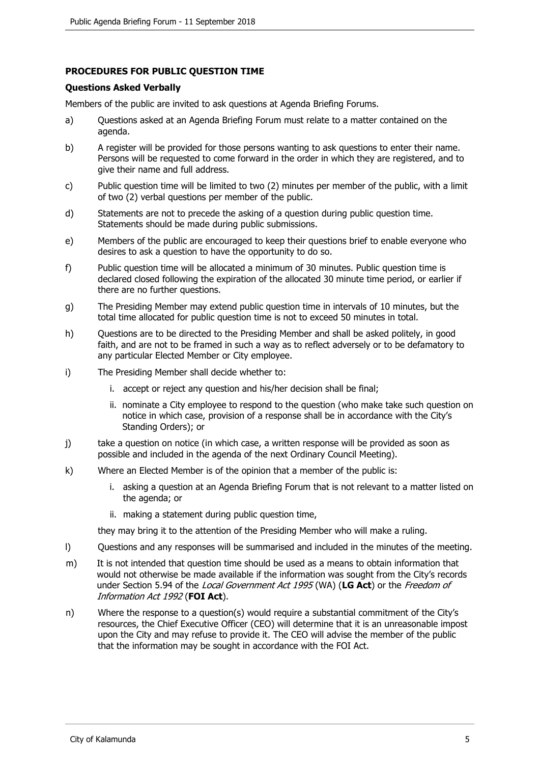## PROCEDURES FOR PUBLIC QUESTION TIME

### Questions Asked Verbally

Members of the public are invited to ask questions at Agenda Briefing Forums.

a) Questions asked at an Agenda Briefing Forum must relate to a matter contained on the agenda.

b) A register will be provided for those persons wanting to ask questions to enter their name. Persons will be requested to come forward in the order in which they are registered, and to give their name and full address.

c) Public question time will be limited to two (2) minutes per member of the public, with a limit of two (2) verbal questions per member of the public.

d) Statements are not to precede the asking of a question during public question time. Statements should be made during public submissions.

e) Members of the public are encouraged to keep their questions brief to enable everyone who desires to ask a question to have the opportunity to do so.

f) Public question time will be allocated a minimum of 30 minutes. Public question time is declared closed following the expiration of the allocated 30 minute time period, or earlier if there are no further questions.

g) The Presiding Member may extend public question time in intervals of 10 minutes, but the total time allocated for public question time is not to exceed 50 minutes in total.

h) Questions are to be directed to the Presiding Member and shall be asked politely, in good faith, and are not to be framed in such a way as to reflect adversely or to be defamatory to any particular Elected Member or City employee.

i) The Presiding Member shall decide whether to:

   i. accept or reject any question and his/her decision shall be final;

   ii. nominate a City employee to respond to the question (who make take such question on notice in which case, provision of a response shall be in accordance with the City's Standing Orders); or

j) take a question on notice (in which case, a written response will be provided as soon as possible and included in the agenda of the next Ordinary Council Meeting).

k) Where an Elected Member is of the opinion that a member of the public is:

   i. asking a question at an Agenda Briefing Forum that is not relevant to a matter listed on the agenda; or

   ii. making a statement during public question time,

   they may bring it to the attention of the Presiding Member who will make a ruling.

l) Questions and any responses will be summarised and included in the minutes of the meeting.

m) It is not intended that question time should be used as a means to obtain information that would not otherwise be made available if the information was sought from the City's records under Section 5.94 of the *Local Government Act 1995* (WA) (**LG Act**) or the *Freedom of Information Act 1992* (**FOI Act**).

n) Where the response to a question(s) would require a substantial commitment of the City's resources, the Chief Executive Officer (CEO) will determine that it is an unreasonable impost upon the City and may refuse to provide it. The CEO will advise the member of the public that the information may be sought in accordance with the FOI Act.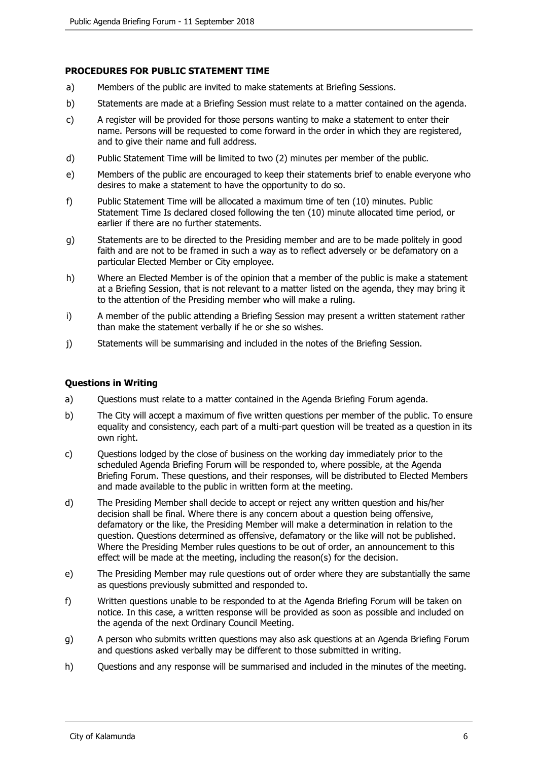**PROCEDURES FOR PUBLIC STATEMENT TIME**

a) Members of the public are invited to make statements at Briefing Sessions.

b) Statements are made at a Briefing Session must relate to a matter contained on the agenda.

c) A register will be provided for those persons wanting to make a statement to enter their name. Persons will be requested to come forward in the order in which they are registered, and to give their name and full address.

d) Public Statement Time will be limited to two (2) minutes per member of the public.

e) Members of the public are encouraged to keep their statements brief to enable everyone who desires to make a statement to have the opportunity to do so.

f) Public Statement Time will be allocated a maximum time of ten (10) minutes. Public Statement Time Is declared closed following the ten (10) minute allocated time period, or earlier if there are no further statements.

g) Statements are to be directed to the Presiding member and are to be made politely in good faith and are not to be framed in such a way as to reflect adversely or be defamatory on a particular Elected Member or City employee.

h) Where an Elected Member is of the opinion that a member of the public is make a statement at a Briefing Session, that is not relevant to a matter listed on the agenda, they may bring it to the attention of the Presiding member who will make a ruling.

i) A member of the public attending a Briefing Session may present a written statement rather than make the statement verbally if he or she so wishes.

j) Statements will be summarising and included in the notes of the Briefing Session.

**Questions in Writing**

a) Questions must relate to a matter contained in the Agenda Briefing Forum agenda.

b) The City will accept a maximum of five written questions per member of the public. To ensure equality and consistency, each part of a multi-part question will be treated as a question in its own right.

c) Questions lodged by the close of business on the working day immediately prior to the scheduled Agenda Briefing Forum will be responded to, where possible, at the Agenda Briefing Forum. These questions, and their responses, will be distributed to Elected Members and made available to the public in written form at the meeting.

d) The Presiding Member shall decide to accept or reject any written question and his/her decision shall be final. Where there is any concern about a question being offensive, defamatory or the like, the Presiding Member will make a determination in relation to the question. Questions determined as offensive, defamatory or the like will not be published. Where the Presiding Member rules questions to be out of order, an announcement to this effect will be made at the meeting, including the reason(s) for the decision.

e) The Presiding Member may rule questions out of order where they are substantially the same as questions previously submitted and responded to.

f) Written questions unable to be responded to at the Agenda Briefing Forum will be taken on notice. In this case, a written response will be provided as soon as possible and included on the agenda of the next Ordinary Council Meeting.

g) A person who submits written questions may also ask questions at an Agenda Briefing Forum and questions asked verbally may be different to those submitted in writing.

h) Questions and any response will be summarised and included in the minutes of the meeting.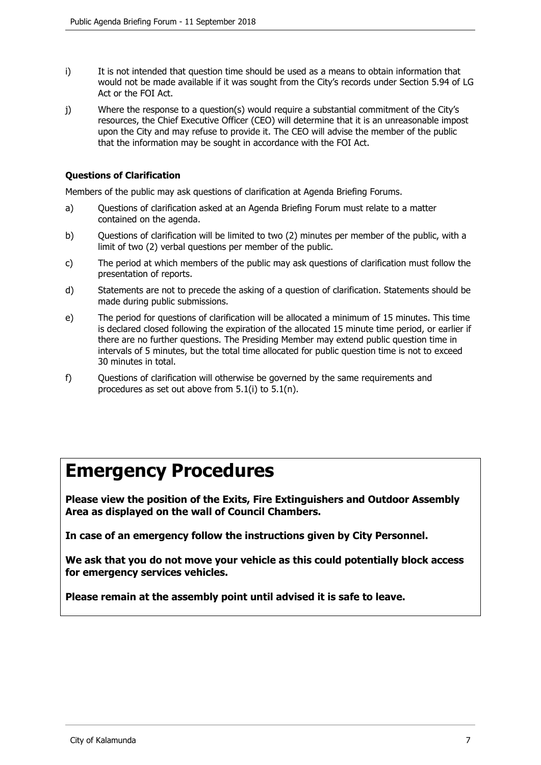i) It is not intended that question time should be used as a means to obtain information that would not be made available if it was sought from the City's records under Section 5.94 of LG Act or the FOI Act.

j) Where the response to a question(s) would require a substantial commitment of the City's resources, the Chief Executive Officer (CEO) will determine that it is an unreasonable impost upon the City and may refuse to provide it. The CEO will advise the member of the public that the information may be sought in accordance with the FOI Act.

**Questions of Clarification**

Members of the public may ask questions of clarification at Agenda Briefing Forums.

a) Questions of clarification asked at an Agenda Briefing Forum must relate to a matter contained on the agenda.

b) Questions of clarification will be limited to two (2) minutes per member of the public, with a limit of two (2) verbal questions per member of the public.

c) The period at which members of the public may ask questions of clarification must follow the presentation of reports.

d) Statements are not to precede the asking of a question of clarification. Statements should be made during public submissions.

e) The period for questions of clarification will be allocated a minimum of 15 minutes. This time is declared closed following the expiration of the allocated 15 minute time period, or earlier if there are no further questions. The Presiding Member may extend public question time in intervals of 5 minutes, but the total time allocated for public question time is not to exceed 30 minutes in total.

f) Questions of clarification will otherwise be governed by the same requirements and procedures as set out above from 5.1(i) to 5.1(n).

# Emergency Procedures

**Please view the position of the Exits, Fire Extinguishers and Outdoor Assembly Area as displayed on the wall of Council Chambers.**

**In case of an emergency follow the instructions given by City Personnel.**

**We ask that you do not move your vehicle as this could potentially block access for emergency services vehicles.**

**Please remain at the assembly point until advised it is safe to leave.**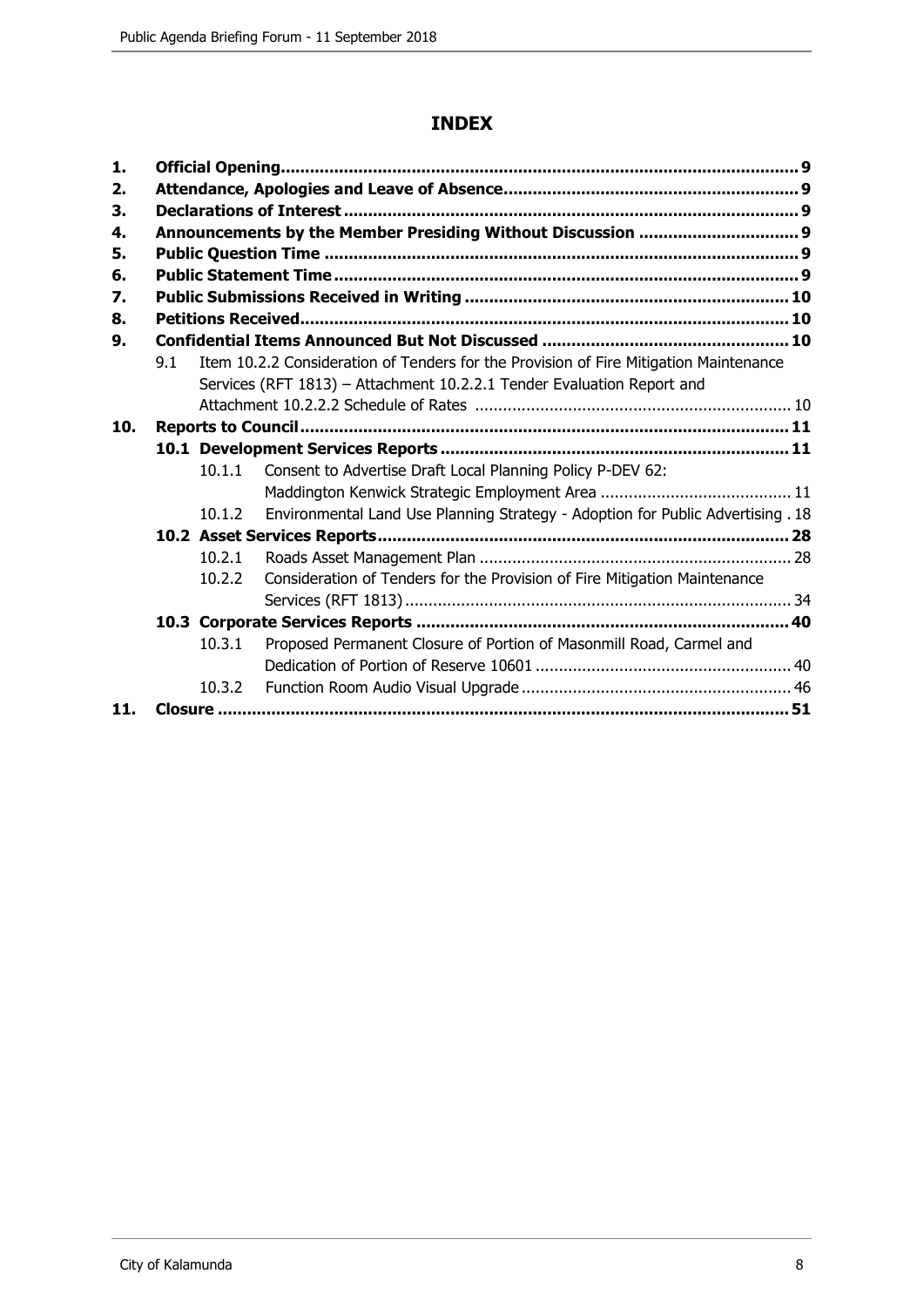# INDEX

1. **Official Opening** ... 9
2. **Attendance, Apologies and Leave of Absence** ... 9
3. **Declarations of Interest** ... 9
4. **Announcements by the Member Presiding Without Discussion** ... 9
5. **Public Question Time** ... 9
6. **Public Statement Time** ... 9
7. **Public Submissions Received in Writing** ... 10
8. **Petitions Received** ... 10
9. **Confidential Items Announced But Not Discussed** ... 10
   - 9.1 Item 10.2.2 Consideration of Tenders for the Provision of Fire Mitigation Maintenance Services (RFT 1813) – Attachment 10.2.2.1 Tender Evaluation Report and Attachment 10.2.2.2 Schedule of Rates ... 10
10. **Reports to Council** ... 11
    - **10.1 Development Services Reports** ... 11
      - 10.1.1 Consent to Advertise Draft Local Planning Policy P-DEV 62: Maddington Kenwick Strategic Employment Area ... 11
      - 10.1.2 Environmental Land Use Planning Strategy - Adoption for Public Advertising ... 18
    - **10.2 Asset Services Reports** ... 28
      - 10.2.1 Roads Asset Management Plan ... 28
      - 10.2.2 Consideration of Tenders for the Provision of Fire Mitigation Maintenance Services (RFT 1813) ... 34
    - **10.3 Corporate Services Reports** ... 40
      - 10.3.1 Proposed Permanent Closure of Portion of Masonmill Road, Carmel and Dedication of Portion of Reserve 10601 ... 40
      - 10.3.2 Function Room Audio Visual Upgrade ... 46
11. **Closure** ... 51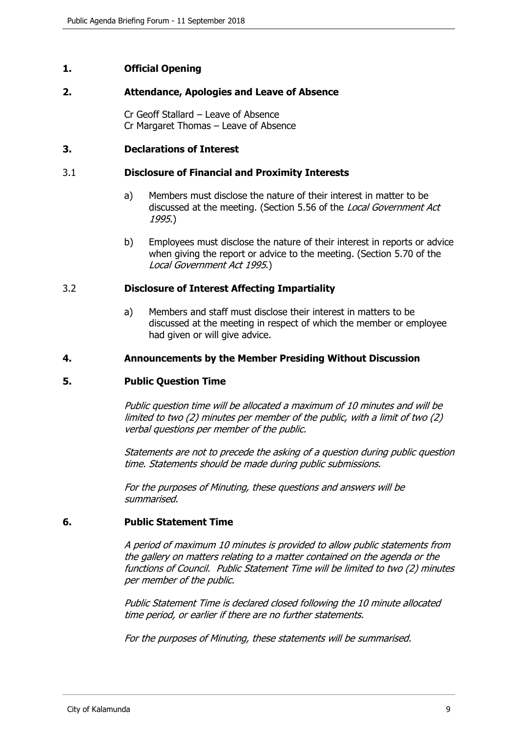## 1. Official Opening

## 2. Attendance, Apologies and Leave of Absence

Cr Geoff Stallard – Leave of Absence
Cr Margaret Thomas – Leave of Absence

## 3. Declarations of Interest

### 3.1 Disclosure of Financial and Proximity Interests

a) Members must disclose the nature of their interest in matter to be discussed at the meeting. (Section 5.56 of the *Local Government Act 1995*.)

b) Employees must disclose the nature of their interest in reports or advice when giving the report or advice to the meeting. (Section 5.70 of the *Local Government Act 1995*.)

### 3.2 Disclosure of Interest Affecting Impartiality

a) Members and staff must disclose their interest in matters to be discussed at the meeting in respect of which the member or employee had given or will give advice.

## 4. Announcements by the Member Presiding Without Discussion

## 5. Public Question Time

*Public question time will be allocated a maximum of 10 minutes and will be limited to two (2) minutes per member of the public, with a limit of two (2) verbal questions per member of the public.*

*Statements are not to precede the asking of a question during public question time. Statements should be made during public submissions.*

*For the purposes of Minuting, these questions and answers will be summarised.*

## 6. Public Statement Time

*A period of maximum 10 minutes is provided to allow public statements from the gallery on matters relating to a matter contained on the agenda or the functions of Council. Public Statement Time will be limited to two (2) minutes per member of the public.*

*Public Statement Time is declared closed following the 10 minute allocated time period, or earlier if there are no further statements.*

*For the purposes of Minuting, these statements will be summarised.*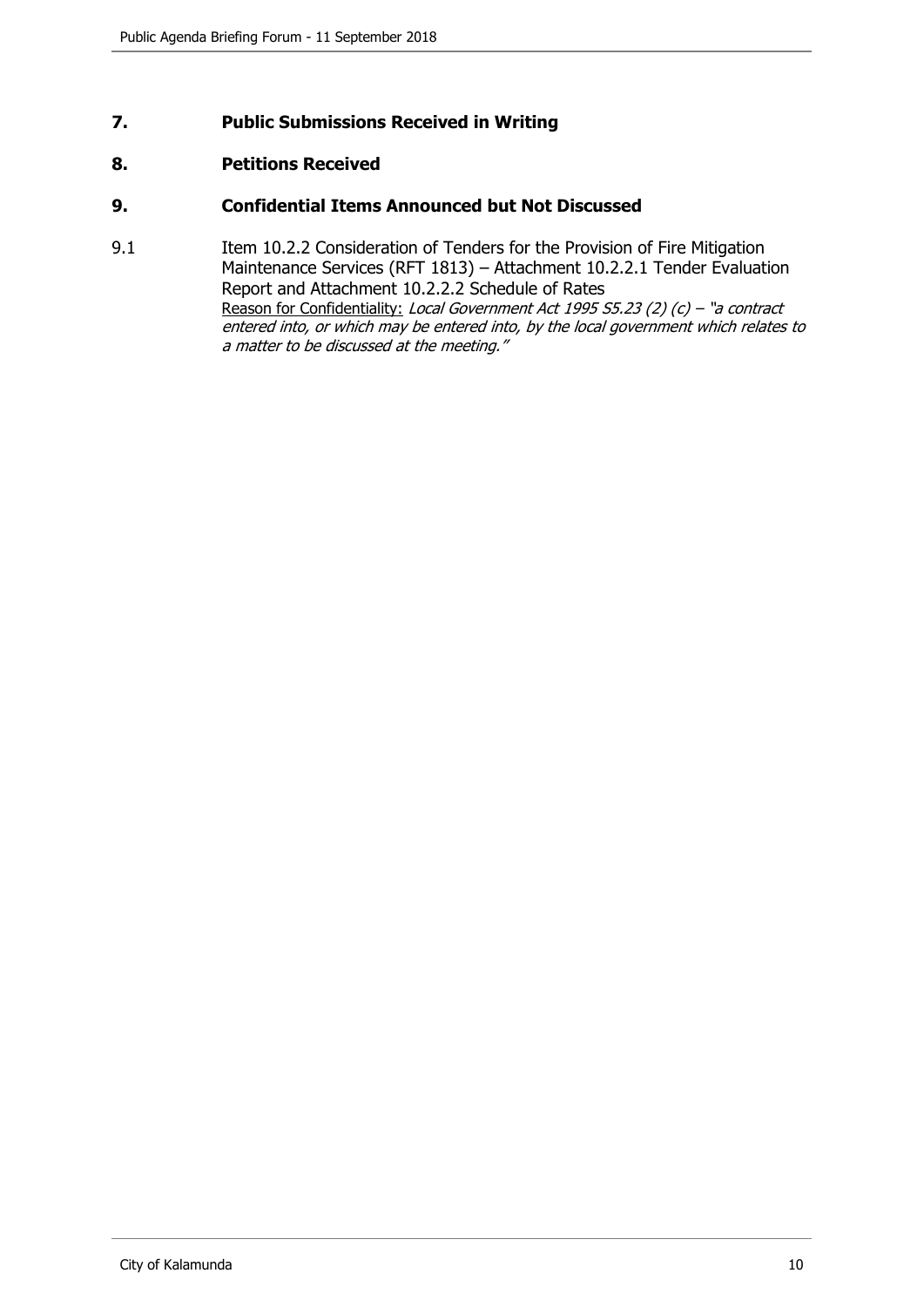## 7. Public Submissions Received in Writing

## 8. Petitions Received

## 9. Confidential Items Announced but Not Discussed

9.1 Item 10.2.2 Consideration of Tenders for the Provision of Fire Mitigation Maintenance Services (RFT 1813) – Attachment 10.2.2.1 Tender Evaluation Report and Attachment 10.2.2.2 Schedule of Rates
Reason for Confidentiality: *Local Government Act 1995 S5.23 (2) (c) – "a contract entered into, or which may be entered into, by the local government which relates to a matter to be discussed at the meeting."*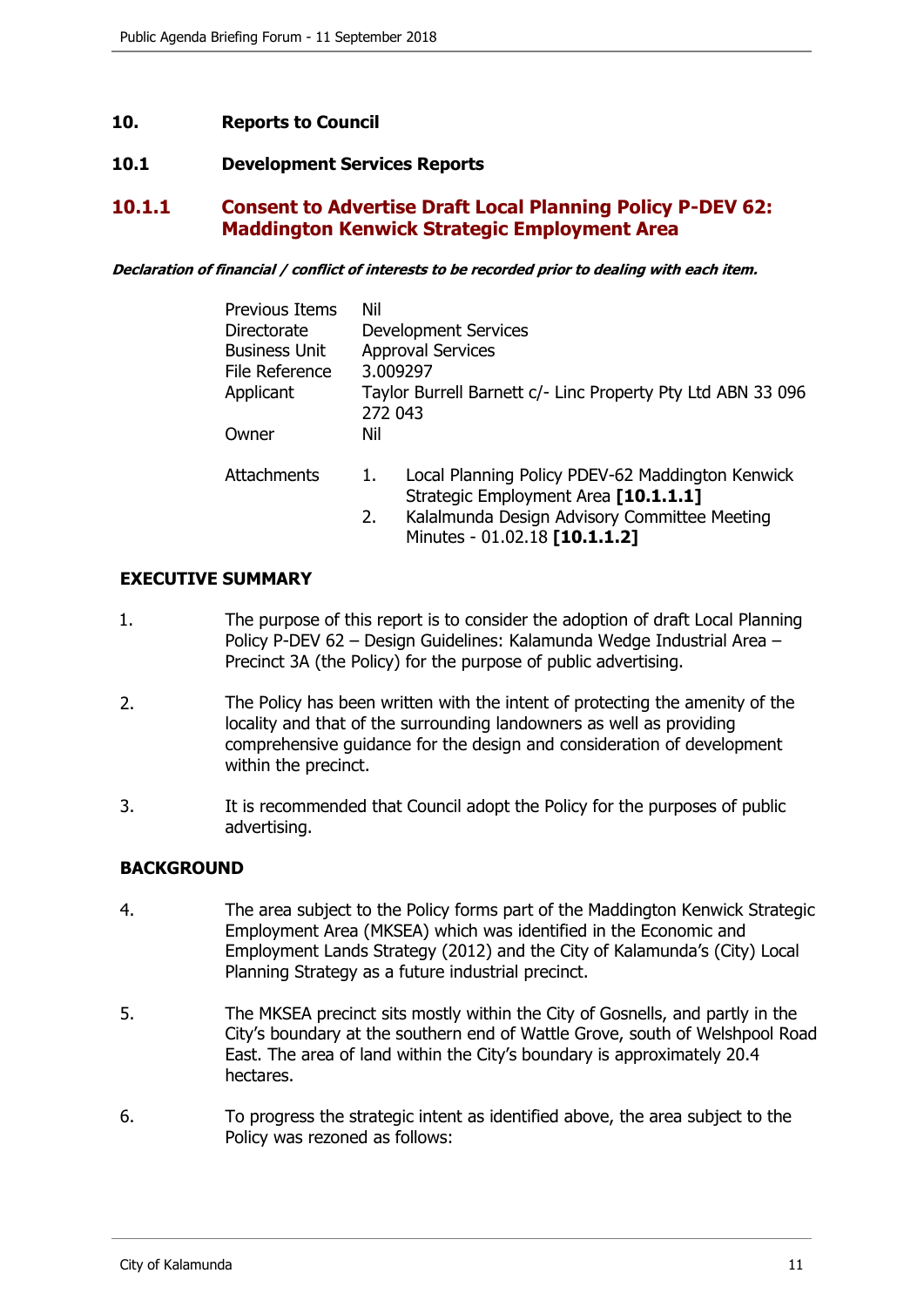## 10. Reports to Council

### 10.1 Development Services Reports

### 10.1.1 Consent to Advertise Draft Local Planning Policy P-DEV 62: Maddington Kenwick Strategic Employment Area

***Declaration of financial / conflict of interests to be recorded prior to dealing with each item.***

| | |
|---|---|
| Previous Items | Nil |
| Directorate | Development Services |
| Business Unit | Approval Services |
| File Reference | 3.009297 |
| Applicant | Taylor Burrell Barnett c/- Linc Property Pty Ltd ABN 33 096 272 043 |
| Owner | Nil |
| Attachments | 1. Local Planning Policy PDEV-62 Maddington Kenwick Strategic Employment Area **[10.1.1.1]**<br>2. Kalalmunda Design Advisory Committee Meeting Minutes - 01.02.18 **[10.1.1.2]** |

**EXECUTIVE SUMMARY**

1. The purpose of this report is to consider the adoption of draft Local Planning Policy P-DEV 62 – Design Guidelines: Kalamunda Wedge Industrial Area – Precinct 3A (the Policy) for the purpose of public advertising.

2. The Policy has been written with the intent of protecting the amenity of the locality and that of the surrounding landowners as well as providing comprehensive guidance for the design and consideration of development within the precinct.

3. It is recommended that Council adopt the Policy for the purposes of public advertising.

**BACKGROUND**

4. The area subject to the Policy forms part of the Maddington Kenwick Strategic Employment Area (MKSEA) which was identified in the Economic and Employment Lands Strategy (2012) and the City of Kalamunda's (City) Local Planning Strategy as a future industrial precinct.

5. The MKSEA precinct sits mostly within the City of Gosnells, and partly in the City's boundary at the southern end of Wattle Grove, south of Welshpool Road East. The area of land within the City's boundary is approximately 20.4 hectares.

6. To progress the strategic intent as identified above, the area subject to the Policy was rezoned as follows: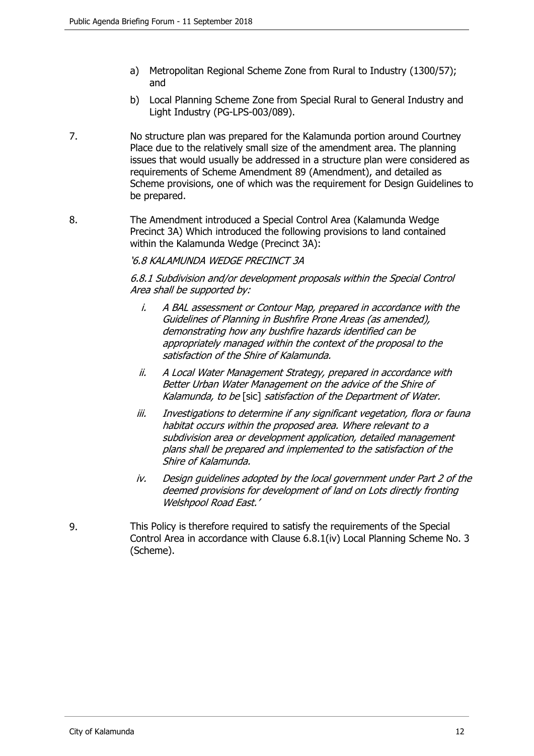a) Metropolitan Regional Scheme Zone from Rural to Industry (1300/57); and

b) Local Planning Scheme Zone from Special Rural to General Industry and Light Industry (PG-LPS-003/089).

7. No structure plan was prepared for the Kalamunda portion around Courtney Place due to the relatively small size of the amendment area. The planning issues that would usually be addressed in a structure plan were considered as requirements of Scheme Amendment 89 (Amendment), and detailed as Scheme provisions, one of which was the requirement for Design Guidelines to be prepared.

8. The Amendment introduced a Special Control Area (Kalamunda Wedge Precinct 3A) Which introduced the following provisions to land contained within the Kalamunda Wedge (Precinct 3A):

   *'6.8 KALAMUNDA WEDGE PRECINCT 3A*

   *6.8.1 Subdivision and/or development proposals within the Special Control Area shall be supported by:*

   i. *A BAL assessment or Contour Map, prepared in accordance with the Guidelines of Planning in Bushfire Prone Areas (as amended), demonstrating how any bushfire hazards identified can be appropriately managed within the context of the proposal to the satisfaction of the Shire of Kalamunda.*

   ii. *A Local Water Management Strategy, prepared in accordance with Better Urban Water Management on the advice of the Shire of Kalamunda, to be* [sic] *satisfaction of the Department of Water.*

   iii. *Investigations to determine if any significant vegetation, flora or fauna habitat occurs within the proposed area. Where relevant to a subdivision area or development application, detailed management plans shall be prepared and implemented to the satisfaction of the Shire of Kalamunda.*

   iv. *Design guidelines adopted by the local government under Part 2 of the deemed provisions for development of land on Lots directly fronting Welshpool Road East.'*

9. This Policy is therefore required to satisfy the requirements of the Special Control Area in accordance with Clause 6.8.1(iv) Local Planning Scheme No. 3 (Scheme).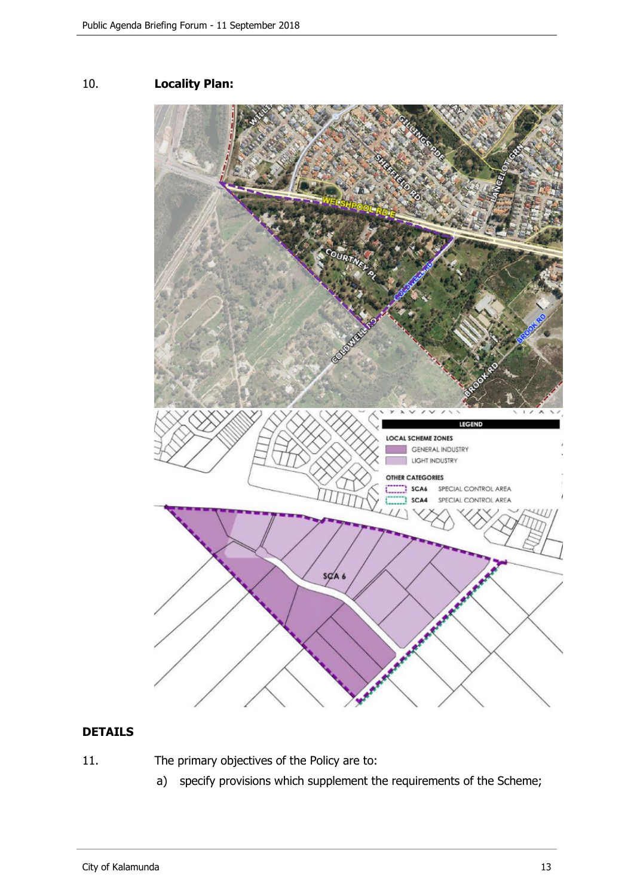10. **Locality Plan:**

## DETAILS

11. The primary objectives of the Policy are to:

    a) specify provisions which supplement the requirements of the Scheme;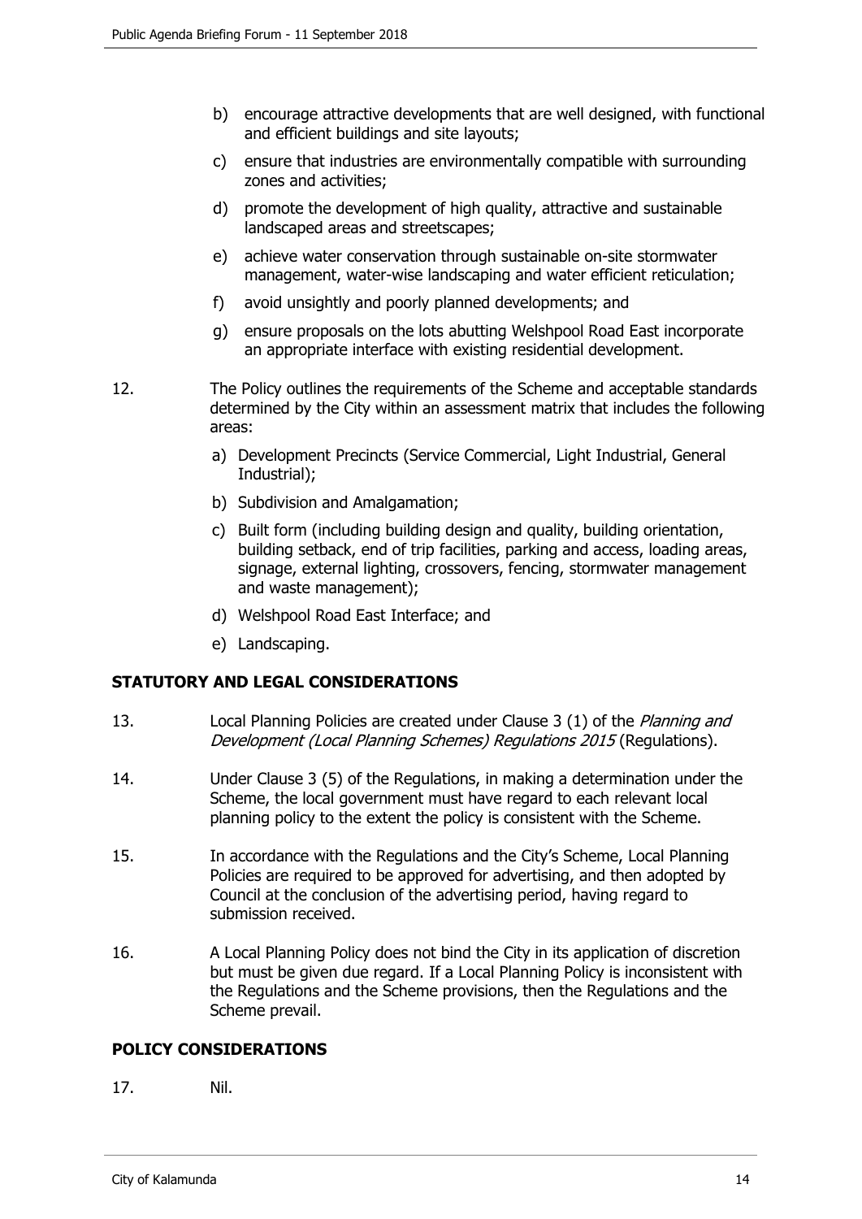b) encourage attractive developments that are well designed, with functional and efficient buildings and site layouts;

c) ensure that industries are environmentally compatible with surrounding zones and activities;

d) promote the development of high quality, attractive and sustainable landscaped areas and streetscapes;

e) achieve water conservation through sustainable on-site stormwater management, water-wise landscaping and water efficient reticulation;

f) avoid unsightly and poorly planned developments; and

g) ensure proposals on the lots abutting Welshpool Road East incorporate an appropriate interface with existing residential development.

12. The Policy outlines the requirements of the Scheme and acceptable standards determined by the City within an assessment matrix that includes the following areas:

a) Development Precincts (Service Commercial, Light Industrial, General Industrial);

b) Subdivision and Amalgamation;

c) Built form (including building design and quality, building orientation, building setback, end of trip facilities, parking and access, loading areas, signage, external lighting, crossovers, fencing, stormwater management and waste management);

d) Welshpool Road East Interface; and

e) Landscaping.

## STATUTORY AND LEGAL CONSIDERATIONS

13. Local Planning Policies are created under Clause 3 (1) of the *Planning and Development (Local Planning Schemes) Regulations 2015* (Regulations).

14. Under Clause 3 (5) of the Regulations, in making a determination under the Scheme, the local government must have regard to each relevant local planning policy to the extent the policy is consistent with the Scheme.

15. In accordance with the Regulations and the City's Scheme, Local Planning Policies are required to be approved for advertising, and then adopted by Council at the conclusion of the advertising period, having regard to submission received.

16. A Local Planning Policy does not bind the City in its application of discretion but must be given due regard. If a Local Planning Policy is inconsistent with the Regulations and the Scheme provisions, then the Regulations and the Scheme prevail.

## POLICY CONSIDERATIONS

17. Nil.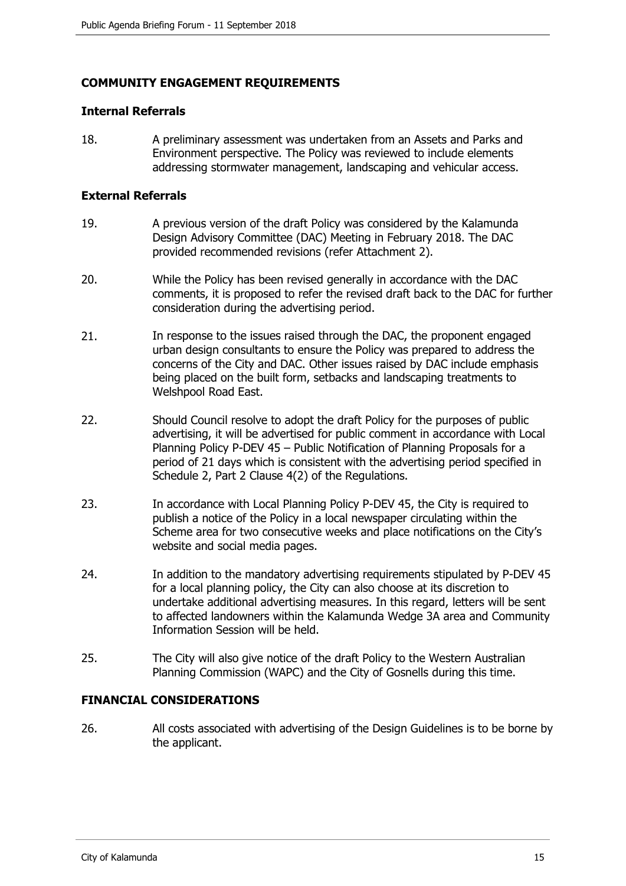## COMMUNITY ENGAGEMENT REQUIREMENTS

### Internal Referrals

18. A preliminary assessment was undertaken from an Assets and Parks and Environment perspective. The Policy was reviewed to include elements addressing stormwater management, landscaping and vehicular access.

### External Referrals

19. A previous version of the draft Policy was considered by the Kalamunda Design Advisory Committee (DAC) Meeting in February 2018. The DAC provided recommended revisions (refer Attachment 2).

20. While the Policy has been revised generally in accordance with the DAC comments, it is proposed to refer the revised draft back to the DAC for further consideration during the advertising period.

21. In response to the issues raised through the DAC, the proponent engaged urban design consultants to ensure the Policy was prepared to address the concerns of the City and DAC. Other issues raised by DAC include emphasis being placed on the built form, setbacks and landscaping treatments to Welshpool Road East.

22. Should Council resolve to adopt the draft Policy for the purposes of public advertising, it will be advertised for public comment in accordance with Local Planning Policy P-DEV 45 – Public Notification of Planning Proposals for a period of 21 days which is consistent with the advertising period specified in Schedule 2, Part 2 Clause 4(2) of the Regulations.

23. In accordance with Local Planning Policy P-DEV 45, the City is required to publish a notice of the Policy in a local newspaper circulating within the Scheme area for two consecutive weeks and place notifications on the City's website and social media pages.

24. In addition to the mandatory advertising requirements stipulated by P-DEV 45 for a local planning policy, the City can also choose at its discretion to undertake additional advertising measures. In this regard, letters will be sent to affected landowners within the Kalamunda Wedge 3A area and Community Information Session will be held.

25. The City will also give notice of the draft Policy to the Western Australian Planning Commission (WAPC) and the City of Gosnells during this time.

## FINANCIAL CONSIDERATIONS

26. All costs associated with advertising of the Design Guidelines is to be borne by the applicant.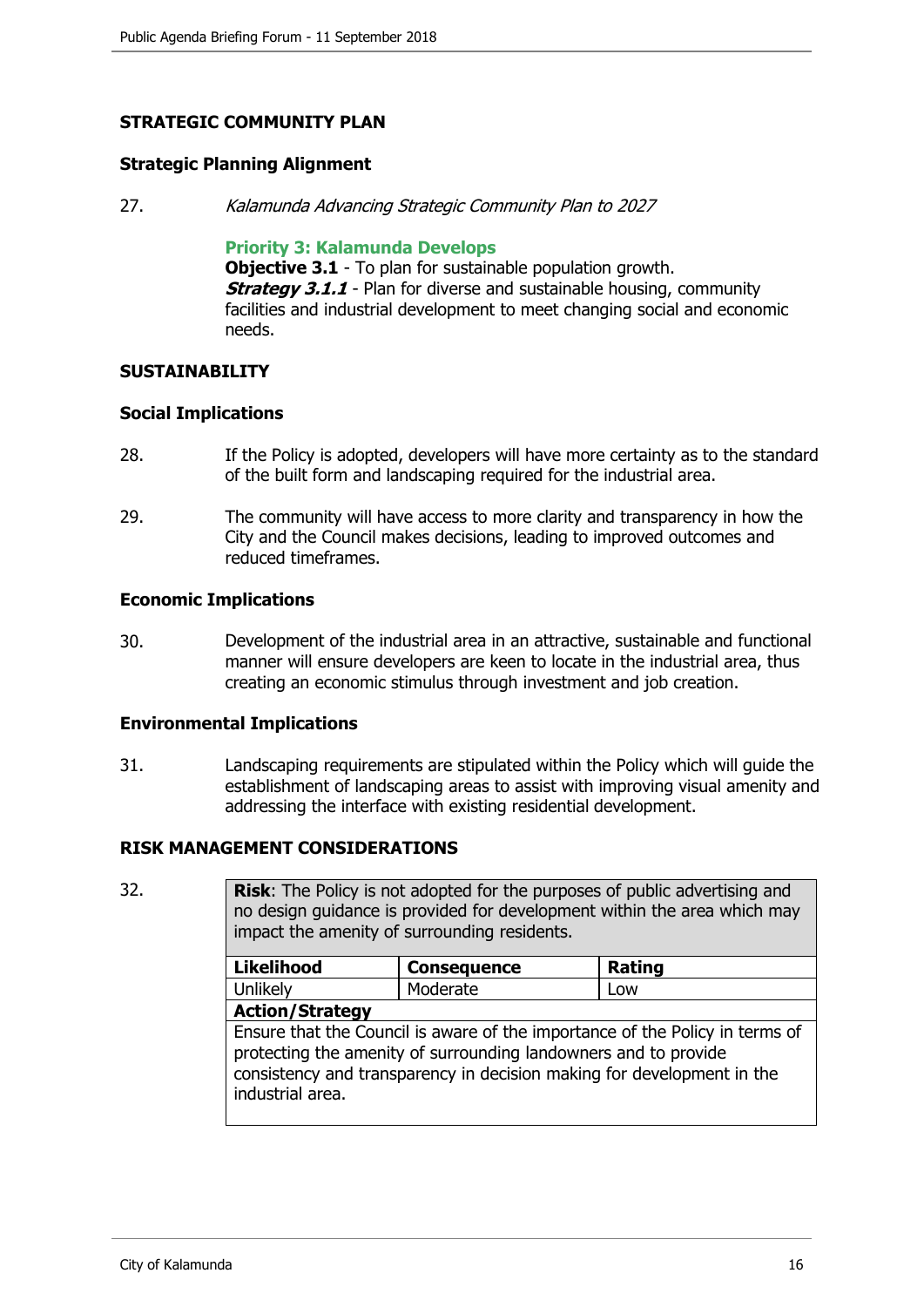## STRATEGIC COMMUNITY PLAN

### Strategic Planning Alignment

27. *Kalamunda Advancing Strategic Community Plan to 2027*

    **Priority 3: Kalamunda Develops**
    **Objective 3.1** - To plan for sustainable population growth.
    ***Strategy 3.1.1*** - Plan for diverse and sustainable housing, community facilities and industrial development to meet changing social and economic needs.

## SUSTAINABILITY

### Social Implications

28. If the Policy is adopted, developers will have more certainty as to the standard of the built form and landscaping required for the industrial area.

29. The community will have access to more clarity and transparency in how the City and the Council makes decisions, leading to improved outcomes and reduced timeframes.

### Economic Implications

30. Development of the industrial area in an attractive, sustainable and functional manner will ensure developers are keen to locate in the industrial area, thus creating an economic stimulus through investment and job creation.

### Environmental Implications

31. Landscaping requirements are stipulated within the Policy which will guide the establishment of landscaping areas to assist with improving visual amenity and addressing the interface with existing residential development.

## RISK MANAGEMENT CONSIDERATIONS

32.

| **Risk**: The Policy is not adopted for the purposes of public advertising and no design guidance is provided for development within the area which may impact the amenity of surrounding residents. | | |
|---|---|---|
| **Likelihood** | **Consequence** | **Rating** |
| Unlikely | Moderate | Low |
| **Action/Strategy** | | |
| Ensure that the Council is aware of the importance of the Policy in terms of protecting the amenity of surrounding landowners and to provide consistency and transparency in decision making for development in the industrial area. | | |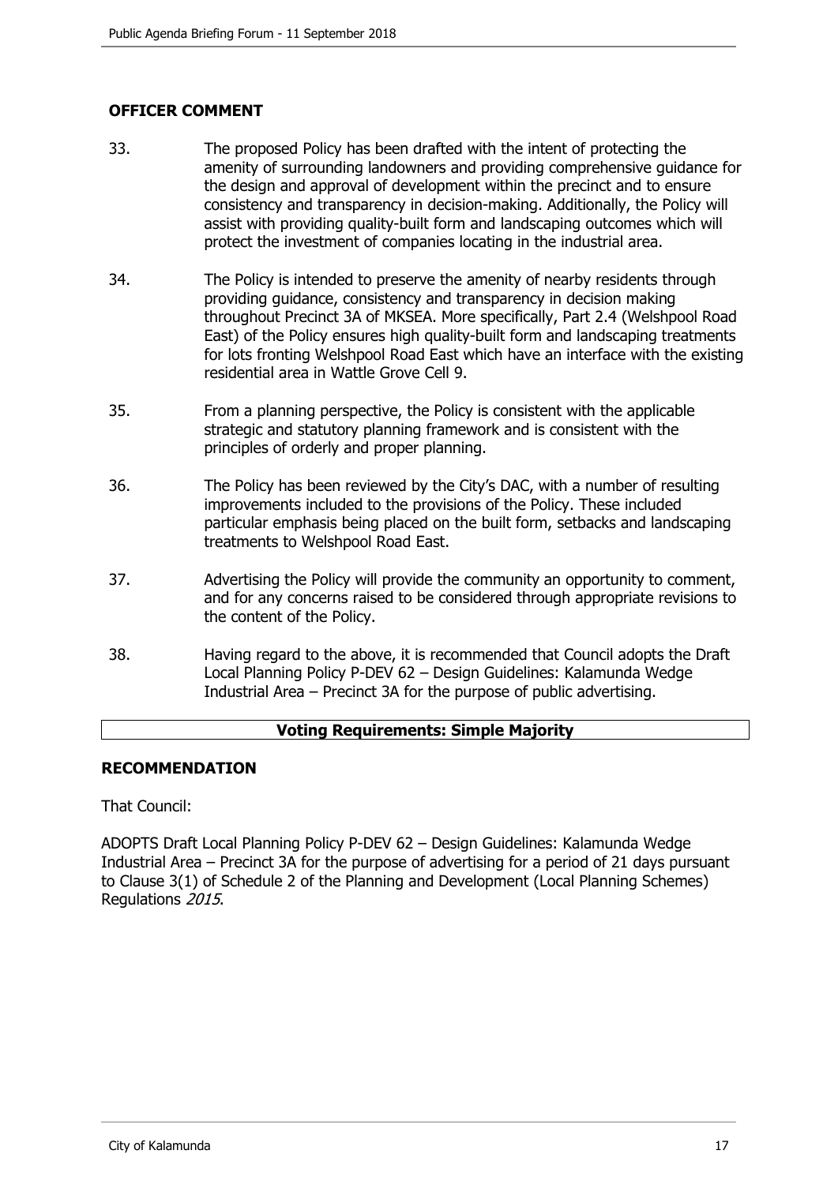## OFFICER COMMENT

33. The proposed Policy has been drafted with the intent of protecting the amenity of surrounding landowners and providing comprehensive guidance for the design and approval of development within the precinct and to ensure consistency and transparency in decision-making. Additionally, the Policy will assist with providing quality-built form and landscaping outcomes which will protect the investment of companies locating in the industrial area.

34. The Policy is intended to preserve the amenity of nearby residents through providing guidance, consistency and transparency in decision making throughout Precinct 3A of MKSEA. More specifically, Part 2.4 (Welshpool Road East) of the Policy ensures high quality-built form and landscaping treatments for lots fronting Welshpool Road East which have an interface with the existing residential area in Wattle Grove Cell 9.

35. From a planning perspective, the Policy is consistent with the applicable strategic and statutory planning framework and is consistent with the principles of orderly and proper planning.

36. The Policy has been reviewed by the City's DAC, with a number of resulting improvements included to the provisions of the Policy. These included particular emphasis being placed on the built form, setbacks and landscaping treatments to Welshpool Road East.

37. Advertising the Policy will provide the community an opportunity to comment, and for any concerns raised to be considered through appropriate revisions to the content of the Policy.

38. Having regard to the above, it is recommended that Council adopts the Draft Local Planning Policy P-DEV 62 – Design Guidelines: Kalamunda Wedge Industrial Area – Precinct 3A for the purpose of public advertising.

**Voting Requirements: Simple Majority**

## RECOMMENDATION

That Council:

ADOPTS Draft Local Planning Policy P-DEV 62 – Design Guidelines: Kalamunda Wedge Industrial Area – Precinct 3A for the purpose of advertising for a period of 21 days pursuant to Clause 3(1) of Schedule 2 of the Planning and Development (Local Planning Schemes) Regulations *2015*.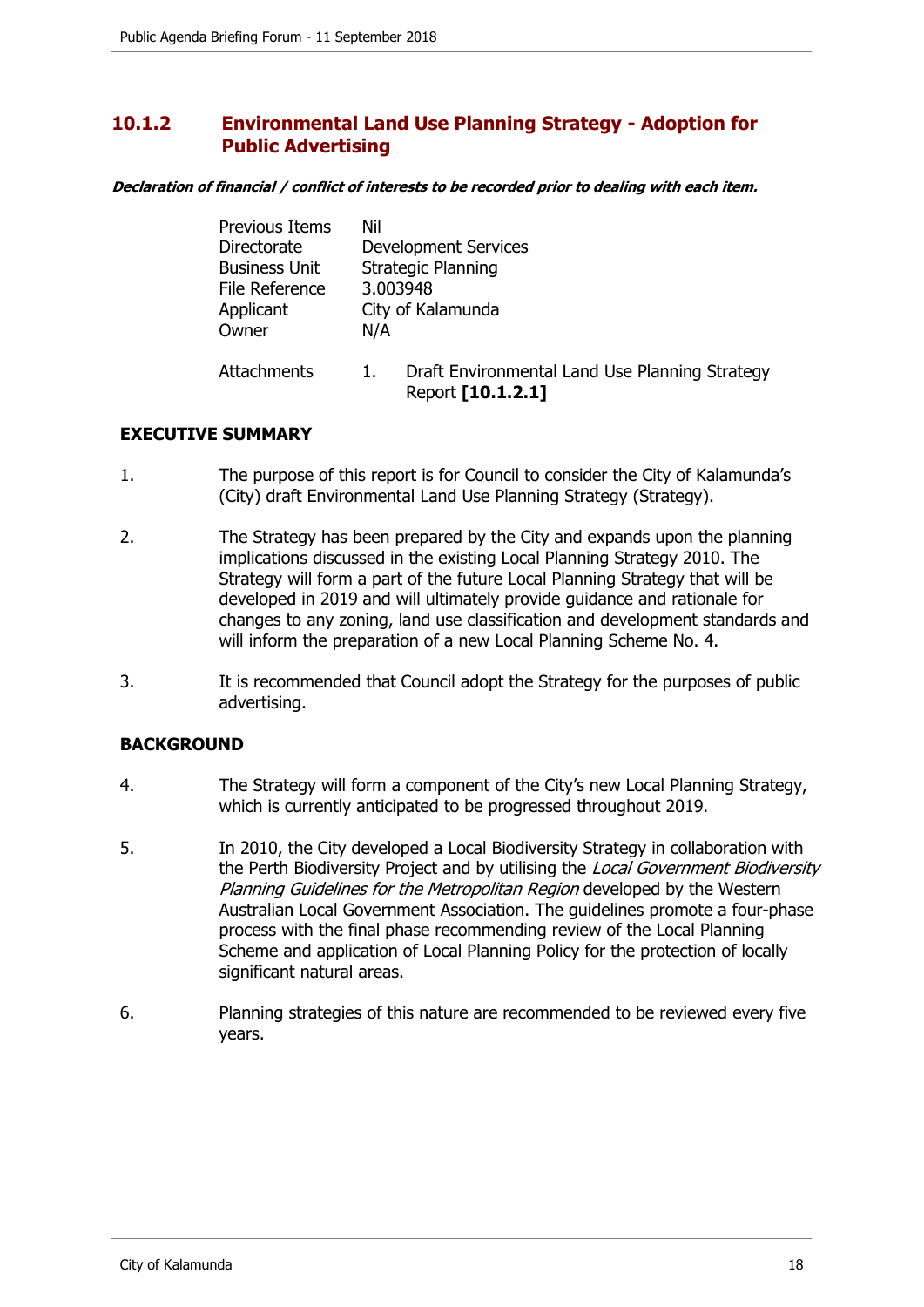## 10.1.2 Environmental Land Use Planning Strategy - Adoption for Public Advertising

***Declaration of financial / conflict of interests to be recorded prior to dealing with each item.***

| | |
|---|---|
| Previous Items | Nil |
| Directorate | Development Services |
| Business Unit | Strategic Planning |
| File Reference | 3.003948 |
| Applicant | City of Kalamunda |
| Owner | N/A |
| Attachments | 1. Draft Environmental Land Use Planning Strategy Report **[10.1.2.1]** |

### EXECUTIVE SUMMARY

1. The purpose of this report is for Council to consider the City of Kalamunda's (City) draft Environmental Land Use Planning Strategy (Strategy).

2. The Strategy has been prepared by the City and expands upon the planning implications discussed in the existing Local Planning Strategy 2010. The Strategy will form a part of the future Local Planning Strategy that will be developed in 2019 and will ultimately provide guidance and rationale for changes to any zoning, land use classification and development standards and will inform the preparation of a new Local Planning Scheme No. 4.

3. It is recommended that Council adopt the Strategy for the purposes of public advertising.

### BACKGROUND

4. The Strategy will form a component of the City's new Local Planning Strategy, which is currently anticipated to be progressed throughout 2019.

5. In 2010, the City developed a Local Biodiversity Strategy in collaboration with the Perth Biodiversity Project and by utilising the *Local Government Biodiversity Planning Guidelines for the Metropolitan Region* developed by the Western Australian Local Government Association. The guidelines promote a four-phase process with the final phase recommending review of the Local Planning Scheme and application of Local Planning Policy for the protection of locally significant natural areas.

6. Planning strategies of this nature are recommended to be reviewed every five years.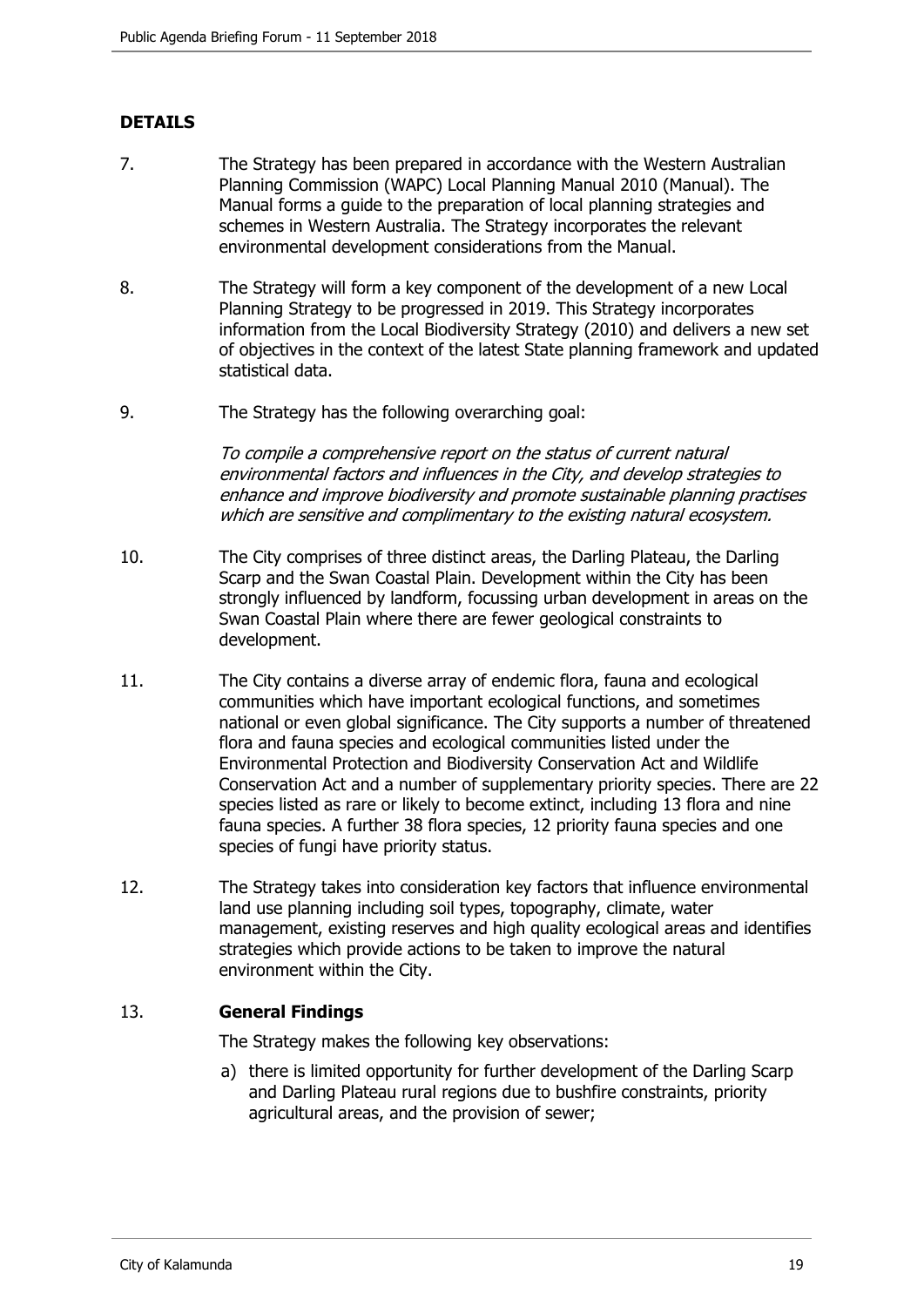## DETAILS

7. The Strategy has been prepared in accordance with the Western Australian Planning Commission (WAPC) Local Planning Manual 2010 (Manual). The Manual forms a guide to the preparation of local planning strategies and schemes in Western Australia. The Strategy incorporates the relevant environmental development considerations from the Manual.

8. The Strategy will form a key component of the development of a new Local Planning Strategy to be progressed in 2019. This Strategy incorporates information from the Local Biodiversity Strategy (2010) and delivers a new set of objectives in the context of the latest State planning framework and updated statistical data.

9. The Strategy has the following overarching goal:

   *To compile a comprehensive report on the status of current natural environmental factors and influences in the City, and develop strategies to enhance and improve biodiversity and promote sustainable planning practises which are sensitive and complimentary to the existing natural ecosystem.*

10. The City comprises of three distinct areas, the Darling Plateau, the Darling Scarp and the Swan Coastal Plain. Development within the City has been strongly influenced by landform, focussing urban development in areas on the Swan Coastal Plain where there are fewer geological constraints to development.

11. The City contains a diverse array of endemic flora, fauna and ecological communities which have important ecological functions, and sometimes national or even global significance. The City supports a number of threatened flora and fauna species and ecological communities listed under the Environmental Protection and Biodiversity Conservation Act and Wildlife Conservation Act and a number of supplementary priority species. There are 22 species listed as rare or likely to become extinct, including 13 flora and nine fauna species. A further 38 flora species, 12 priority fauna species and one species of fungi have priority status.

12. The Strategy takes into consideration key factors that influence environmental land use planning including soil types, topography, climate, water management, existing reserves and high quality ecological areas and identifies strategies which provide actions to be taken to improve the natural environment within the City.

13. **General Findings**

    The Strategy makes the following key observations:

    a) there is limited opportunity for further development of the Darling Scarp and Darling Plateau rural regions due to bushfire constraints, priority agricultural areas, and the provision of sewer;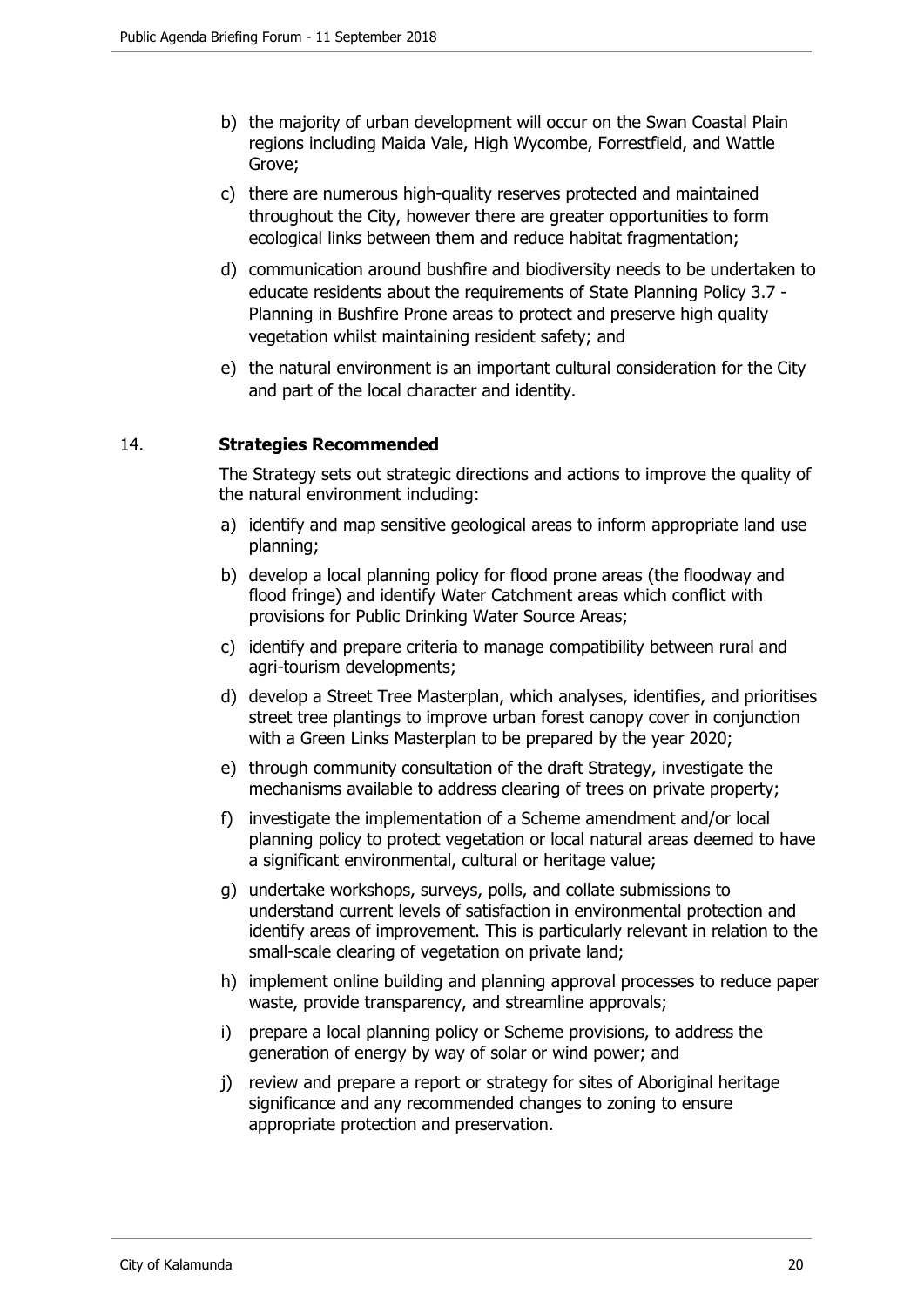b) the majority of urban development will occur on the Swan Coastal Plain regions including Maida Vale, High Wycombe, Forrestfield, and Wattle Grove;

c) there are numerous high-quality reserves protected and maintained throughout the City, however there are greater opportunities to form ecological links between them and reduce habitat fragmentation;

d) communication around bushfire and biodiversity needs to be undertaken to educate residents about the requirements of State Planning Policy 3.7 - Planning in Bushfire Prone areas to protect and preserve high quality vegetation whilst maintaining resident safety; and

e) the natural environment is an important cultural consideration for the City and part of the local character and identity.

14. **Strategies Recommended**

The Strategy sets out strategic directions and actions to improve the quality of the natural environment including:

a) identify and map sensitive geological areas to inform appropriate land use planning;

b) develop a local planning policy for flood prone areas (the floodway and flood fringe) and identify Water Catchment areas which conflict with provisions for Public Drinking Water Source Areas;

c) identify and prepare criteria to manage compatibility between rural and agri-tourism developments;

d) develop a Street Tree Masterplan, which analyses, identifies, and prioritises street tree plantings to improve urban forest canopy cover in conjunction with a Green Links Masterplan to be prepared by the year 2020;

e) through community consultation of the draft Strategy, investigate the mechanisms available to address clearing of trees on private property;

f) investigate the implementation of a Scheme amendment and/or local planning policy to protect vegetation or local natural areas deemed to have a significant environmental, cultural or heritage value;

g) undertake workshops, surveys, polls, and collate submissions to understand current levels of satisfaction in environmental protection and identify areas of improvement. This is particularly relevant in relation to the small-scale clearing of vegetation on private land;

h) implement online building and planning approval processes to reduce paper waste, provide transparency, and streamline approvals;

i) prepare a local planning policy or Scheme provisions, to address the generation of energy by way of solar or wind power; and

j) review and prepare a report or strategy for sites of Aboriginal heritage significance and any recommended changes to zoning to ensure appropriate protection and preservation.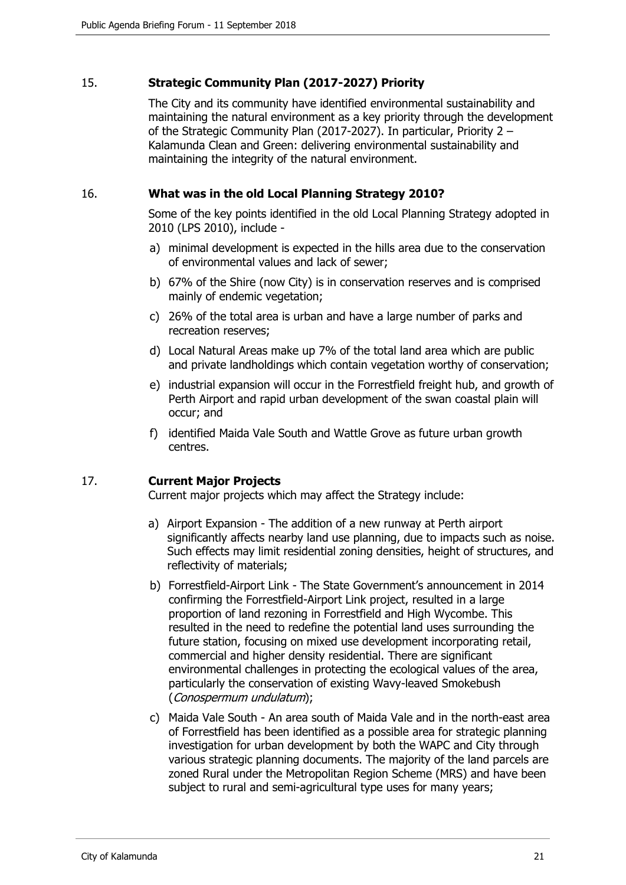## 15. **Strategic Community Plan (2017-2027) Priority**

The City and its community have identified environmental sustainability and maintaining the natural environment as a key priority through the development of the Strategic Community Plan (2017-2027). In particular, Priority 2 – Kalamunda Clean and Green: delivering environmental sustainability and maintaining the integrity of the natural environment.

## 16. **What was in the old Local Planning Strategy 2010?**

Some of the key points identified in the old Local Planning Strategy adopted in 2010 (LPS 2010), include -

a) minimal development is expected in the hills area due to the conservation of environmental values and lack of sewer;

b) 67% of the Shire (now City) is in conservation reserves and is comprised mainly of endemic vegetation;

c) 26% of the total area is urban and have a large number of parks and recreation reserves;

d) Local Natural Areas make up 7% of the total land area which are public and private landholdings which contain vegetation worthy of conservation;

e) industrial expansion will occur in the Forrestfield freight hub, and growth of Perth Airport and rapid urban development of the swan coastal plain will occur; and

f) identified Maida Vale South and Wattle Grove as future urban growth centres.

## 17. **Current Major Projects**

Current major projects which may affect the Strategy include:

a) Airport Expansion - The addition of a new runway at Perth airport significantly affects nearby land use planning, due to impacts such as noise. Such effects may limit residential zoning densities, height of structures, and reflectivity of materials;

b) Forrestfield-Airport Link - The State Government's announcement in 2014 confirming the Forrestfield-Airport Link project, resulted in a large proportion of land rezoning in Forrestfield and High Wycombe. This resulted in the need to redefine the potential land uses surrounding the future station, focusing on mixed use development incorporating retail, commercial and higher density residential. There are significant environmental challenges in protecting the ecological values of the area, particularly the conservation of existing Wavy-leaved Smokebush (*Conospermum undulatum*);

c) Maida Vale South - An area south of Maida Vale and in the north-east area of Forrestfield has been identified as a possible area for strategic planning investigation for urban development by both the WAPC and City through various strategic planning documents. The majority of the land parcels are zoned Rural under the Metropolitan Region Scheme (MRS) and have been subject to rural and semi-agricultural type uses for many years;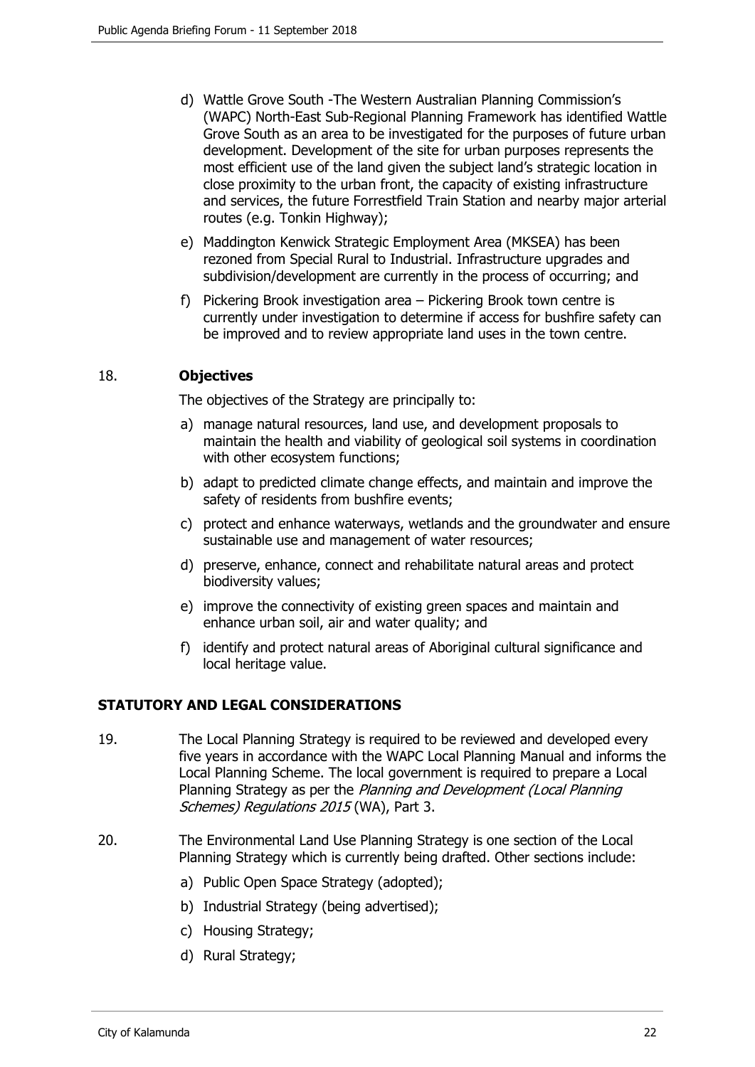d) Wattle Grove South -The Western Australian Planning Commission's (WAPC) North-East Sub-Regional Planning Framework has identified Wattle Grove South as an area to be investigated for the purposes of future urban development. Development of the site for urban purposes represents the most efficient use of the land given the subject land's strategic location in close proximity to the urban front, the capacity of existing infrastructure and services, the future Forrestfield Train Station and nearby major arterial routes (e.g. Tonkin Highway);

e) Maddington Kenwick Strategic Employment Area (MKSEA) has been rezoned from Special Rural to Industrial. Infrastructure upgrades and subdivision/development are currently in the process of occurring; and

f) Pickering Brook investigation area – Pickering Brook town centre is currently under investigation to determine if access for bushfire safety can be improved and to review appropriate land uses in the town centre.

18. **Objectives**

The objectives of the Strategy are principally to:

a) manage natural resources, land use, and development proposals to maintain the health and viability of geological soil systems in coordination with other ecosystem functions;

b) adapt to predicted climate change effects, and maintain and improve the safety of residents from bushfire events;

c) protect and enhance waterways, wetlands and the groundwater and ensure sustainable use and management of water resources;

d) preserve, enhance, connect and rehabilitate natural areas and protect biodiversity values;

e) improve the connectivity of existing green spaces and maintain and enhance urban soil, air and water quality; and

f) identify and protect natural areas of Aboriginal cultural significance and local heritage value.

## STATUTORY AND LEGAL CONSIDERATIONS

19. The Local Planning Strategy is required to be reviewed and developed every five years in accordance with the WAPC Local Planning Manual and informs the Local Planning Scheme. The local government is required to prepare a Local Planning Strategy as per the *Planning and Development (Local Planning Schemes) Regulations 2015* (WA), Part 3.

20. The Environmental Land Use Planning Strategy is one section of the Local Planning Strategy which is currently being drafted. Other sections include:

a) Public Open Space Strategy (adopted);

b) Industrial Strategy (being advertised);

c) Housing Strategy;

d) Rural Strategy;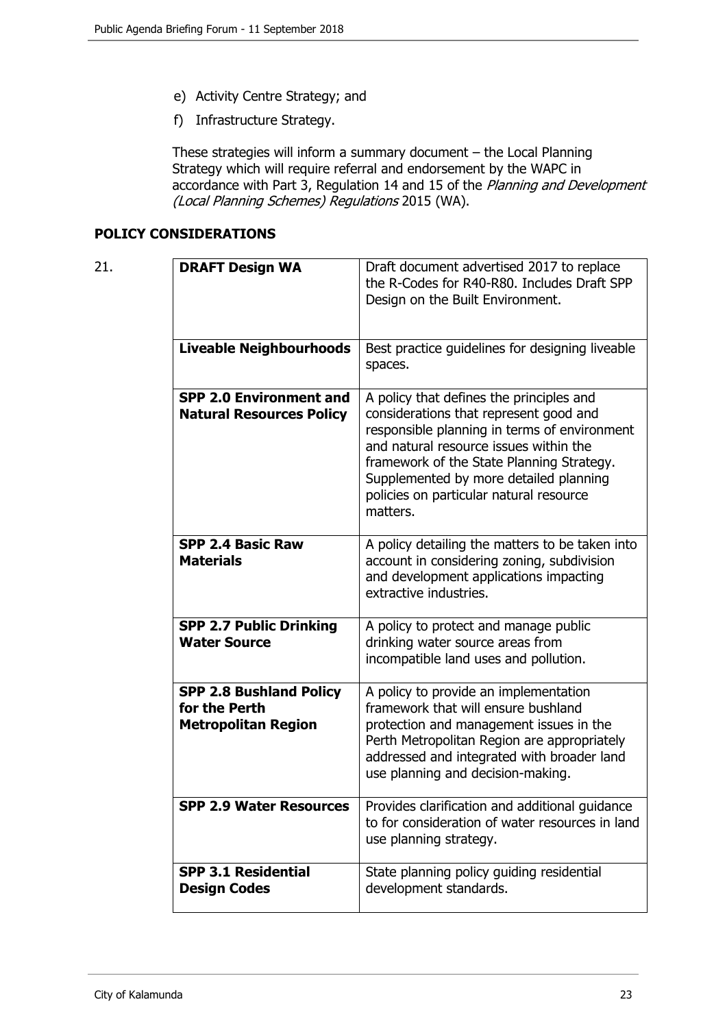e) Activity Centre Strategy; and

f) Infrastructure Strategy.

These strategies will inform a summary document – the Local Planning Strategy which will require referral and endorsement by the WAPC in accordance with Part 3, Regulation 14 and 15 of the *Planning and Development (Local Planning Schemes) Regulations* 2015 (WA).

## POLICY CONSIDERATIONS

21.

| | |
|---|---|
| **DRAFT Design WA** | Draft document advertised 2017 to replace the R-Codes for R40-R80. Includes Draft SPP Design on the Built Environment. |
| **Liveable Neighbourhoods** | Best practice guidelines for designing liveable spaces. |
| **SPP 2.0 Environment and Natural Resources Policy** | A policy that defines the principles and considerations that represent good and responsible planning in terms of environment and natural resource issues within the framework of the State Planning Strategy. Supplemented by more detailed planning policies on particular natural resource matters. |
| **SPP 2.4 Basic Raw Materials** | A policy detailing the matters to be taken into account in considering zoning, subdivision and development applications impacting extractive industries. |
| **SPP 2.7 Public Drinking Water Source** | A policy to protect and manage public drinking water source areas from incompatible land uses and pollution. |
| **SPP 2.8 Bushland Policy for the Perth Metropolitan Region** | A policy to provide an implementation framework that will ensure bushland protection and management issues in the Perth Metropolitan Region are appropriately addressed and integrated with broader land use planning and decision-making. |
| **SPP 2.9 Water Resources** | Provides clarification and additional guidance to for consideration of water resources in land use planning strategy. |
| **SPP 3.1 Residential Design Codes** | State planning policy guiding residential development standards. |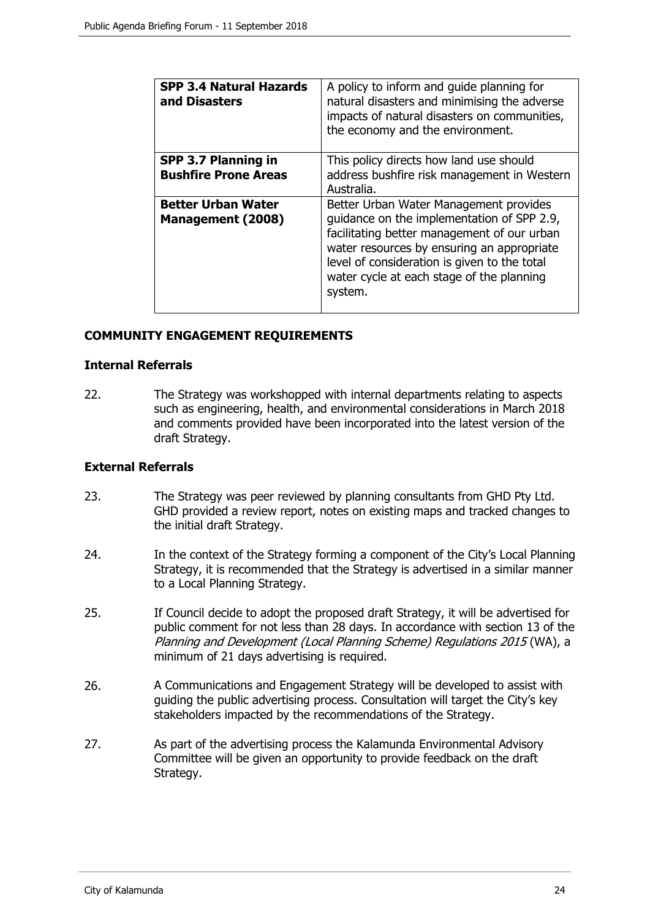| **SPP 3.4 Natural Hazards and Disasters** | A policy to inform and guide planning for natural disasters and minimising the adverse impacts of natural disasters on communities, the economy and the environment. |
|---|---|
| **SPP 3.7 Planning in Bushfire Prone Areas** | This policy directs how land use should address bushfire risk management in Western Australia. |
| **Better Urban Water Management (2008)** | Better Urban Water Management provides guidance on the implementation of SPP 2.9, facilitating better management of our urban water resources by ensuring an appropriate level of consideration is given to the total water cycle at each stage of the planning system. |

## COMMUNITY ENGAGEMENT REQUIREMENTS

### Internal Referrals

22. The Strategy was workshopped with internal departments relating to aspects such as engineering, health, and environmental considerations in March 2018 and comments provided have been incorporated into the latest version of the draft Strategy.

### External Referrals

23. The Strategy was peer reviewed by planning consultants from GHD Pty Ltd. GHD provided a review report, notes on existing maps and tracked changes to the initial draft Strategy.

24. In the context of the Strategy forming a component of the City's Local Planning Strategy, it is recommended that the Strategy is advertised in a similar manner to a Local Planning Strategy.

25. If Council decide to adopt the proposed draft Strategy, it will be advertised for public comment for not less than 28 days. In accordance with section 13 of the *Planning and Development (Local Planning Scheme) Regulations 2015* (WA), a minimum of 21 days advertising is required.

26. A Communications and Engagement Strategy will be developed to assist with guiding the public advertising process. Consultation will target the City's key stakeholders impacted by the recommendations of the Strategy.

27. As part of the advertising process the Kalamunda Environmental Advisory Committee will be given an opportunity to provide feedback on the draft Strategy.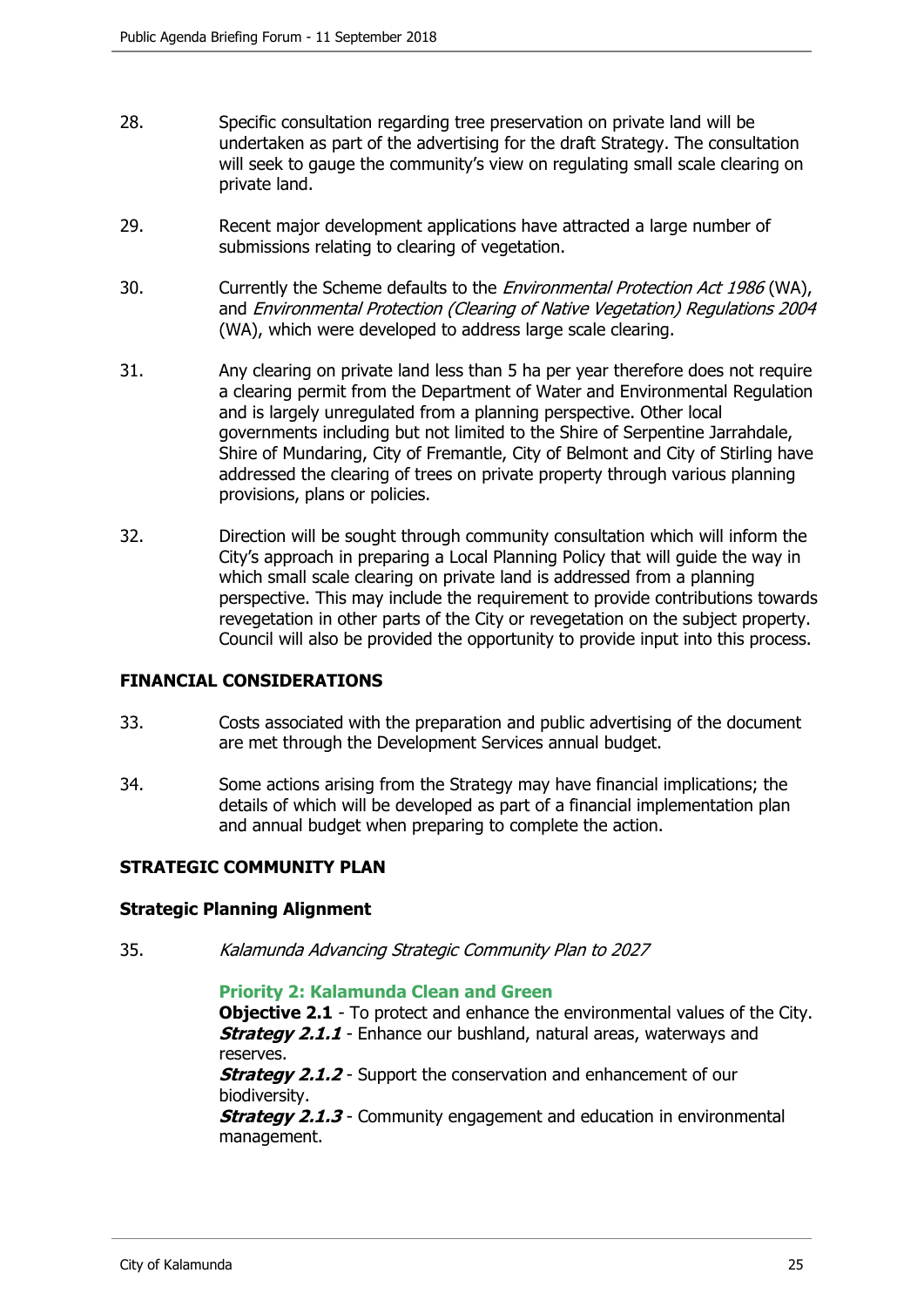28. Specific consultation regarding tree preservation on private land will be undertaken as part of the advertising for the draft Strategy. The consultation will seek to gauge the community's view on regulating small scale clearing on private land.

29. Recent major development applications have attracted a large number of submissions relating to clearing of vegetation.

30. Currently the Scheme defaults to the *Environmental Protection Act 1986* (WA), and *Environmental Protection (Clearing of Native Vegetation) Regulations 2004* (WA), which were developed to address large scale clearing.

31. Any clearing on private land less than 5 ha per year therefore does not require a clearing permit from the Department of Water and Environmental Regulation and is largely unregulated from a planning perspective. Other local governments including but not limited to the Shire of Serpentine Jarrahdale, Shire of Mundaring, City of Fremantle, City of Belmont and City of Stirling have addressed the clearing of trees on private property through various planning provisions, plans or policies.

32. Direction will be sought through community consultation which will inform the City's approach in preparing a Local Planning Policy that will guide the way in which small scale clearing on private land is addressed from a planning perspective. This may include the requirement to provide contributions towards revegetation in other parts of the City or revegetation on the subject property. Council will also be provided the opportunity to provide input into this process.

## FINANCIAL CONSIDERATIONS

33. Costs associated with the preparation and public advertising of the document are met through the Development Services annual budget.

34. Some actions arising from the Strategy may have financial implications; the details of which will be developed as part of a financial implementation plan and annual budget when preparing to complete the action.

## STRATEGIC COMMUNITY PLAN

### Strategic Planning Alignment

35. *Kalamunda Advancing Strategic Community Plan to 2027*

**Priority 2: Kalamunda Clean and Green**
**Objective 2.1** - To protect and enhance the environmental values of the City.
***Strategy 2.1.1*** - Enhance our bushland, natural areas, waterways and reserves.
***Strategy 2.1.2*** - Support the conservation and enhancement of our biodiversity.
***Strategy 2.1.3*** - Community engagement and education in environmental management.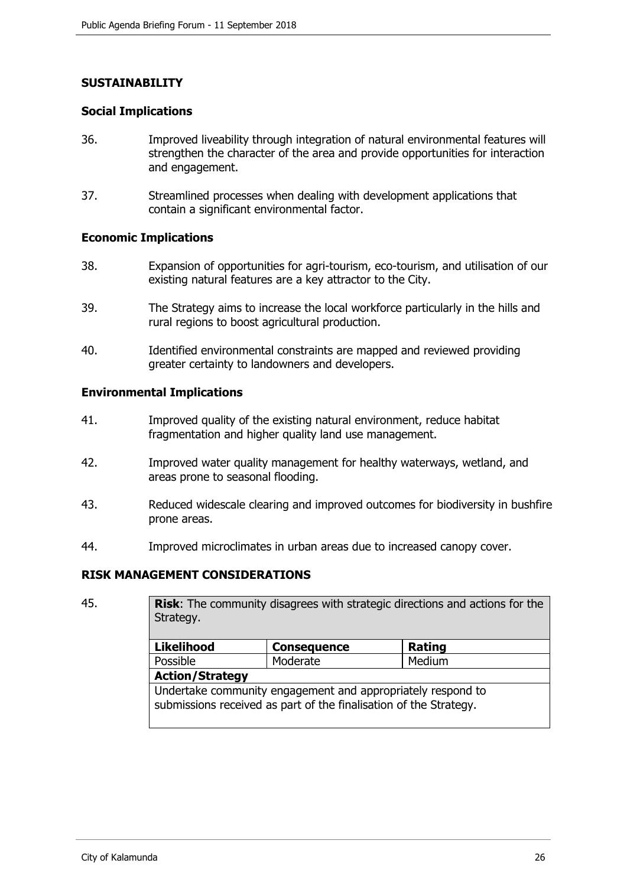## SUSTAINABILITY

### Social Implications

36. Improved liveability through integration of natural environmental features will strengthen the character of the area and provide opportunities for interaction and engagement.

37. Streamlined processes when dealing with development applications that contain a significant environmental factor.

### Economic Implications

38. Expansion of opportunities for agri-tourism, eco-tourism, and utilisation of our existing natural features are a key attractor to the City.

39. The Strategy aims to increase the local workforce particularly in the hills and rural regions to boost agricultural production.

40. Identified environmental constraints are mapped and reviewed providing greater certainty to landowners and developers.

### Environmental Implications

41. Improved quality of the existing natural environment, reduce habitat fragmentation and higher quality land use management.

42. Improved water quality management for healthy waterways, wetland, and areas prone to seasonal flooding.

43. Reduced widescale clearing and improved outcomes for biodiversity in bushfire prone areas.

44. Improved microclimates in urban areas due to increased canopy cover.

## RISK MANAGEMENT CONSIDERATIONS

45.

| **Risk**: The community disagrees with strategic directions and actions for the Strategy. | | |
|---|---|---|
| **Likelihood** | **Consequence** | **Rating** |
| Possible | Moderate | Medium |
| **Action/Strategy** | | |
| Undertake community engagement and appropriately respond to submissions received as part of the finalisation of the Strategy. | | |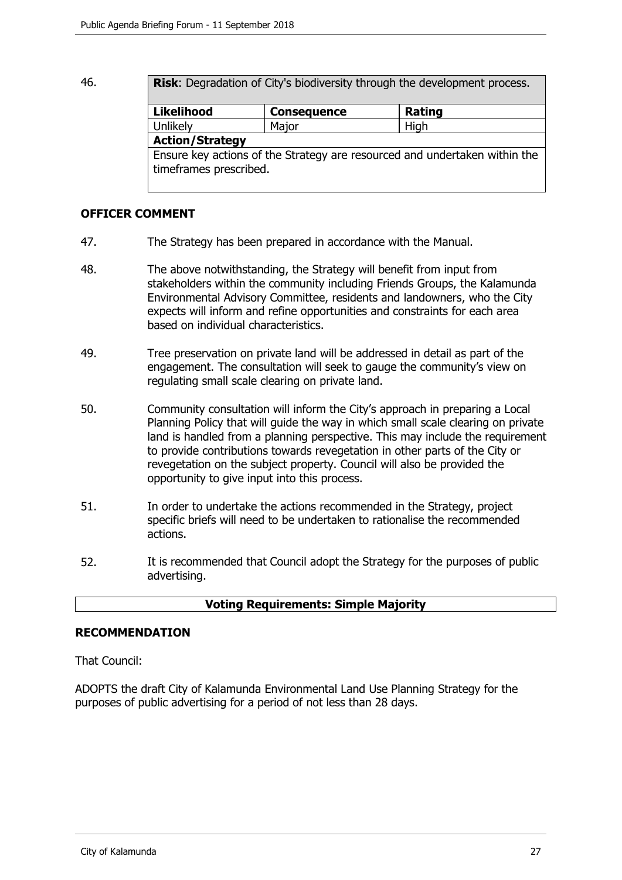46.

| **Risk**: Degradation of City's biodiversity through the development process. | | |
|---|---|---|
| **Likelihood** | **Consequence** | **Rating** |
| Unlikely | Major | High |
| **Action/Strategy** | | |
| Ensure key actions of the Strategy are resourced and undertaken within the timeframes prescribed. | | |

## OFFICER COMMENT

47. The Strategy has been prepared in accordance with the Manual.

48. The above notwithstanding, the Strategy will benefit from input from stakeholders within the community including Friends Groups, the Kalamunda Environmental Advisory Committee, residents and landowners, who the City expects will inform and refine opportunities and constraints for each area based on individual characteristics.

49. Tree preservation on private land will be addressed in detail as part of the engagement. The consultation will seek to gauge the community's view on regulating small scale clearing on private land.

50. Community consultation will inform the City's approach in preparing a Local Planning Policy that will guide the way in which small scale clearing on private land is handled from a planning perspective. This may include the requirement to provide contributions towards revegetation in other parts of the City or revegetation on the subject property. Council will also be provided the opportunity to give input into this process.

51. In order to undertake the actions recommended in the Strategy, project specific briefs will need to be undertaken to rationalise the recommended actions.

52. It is recommended that Council adopt the Strategy for the purposes of public advertising.

**Voting Requirements: Simple Majority**

## RECOMMENDATION

That Council:

ADOPTS the draft City of Kalamunda Environmental Land Use Planning Strategy for the purposes of public advertising for a period of not less than 28 days.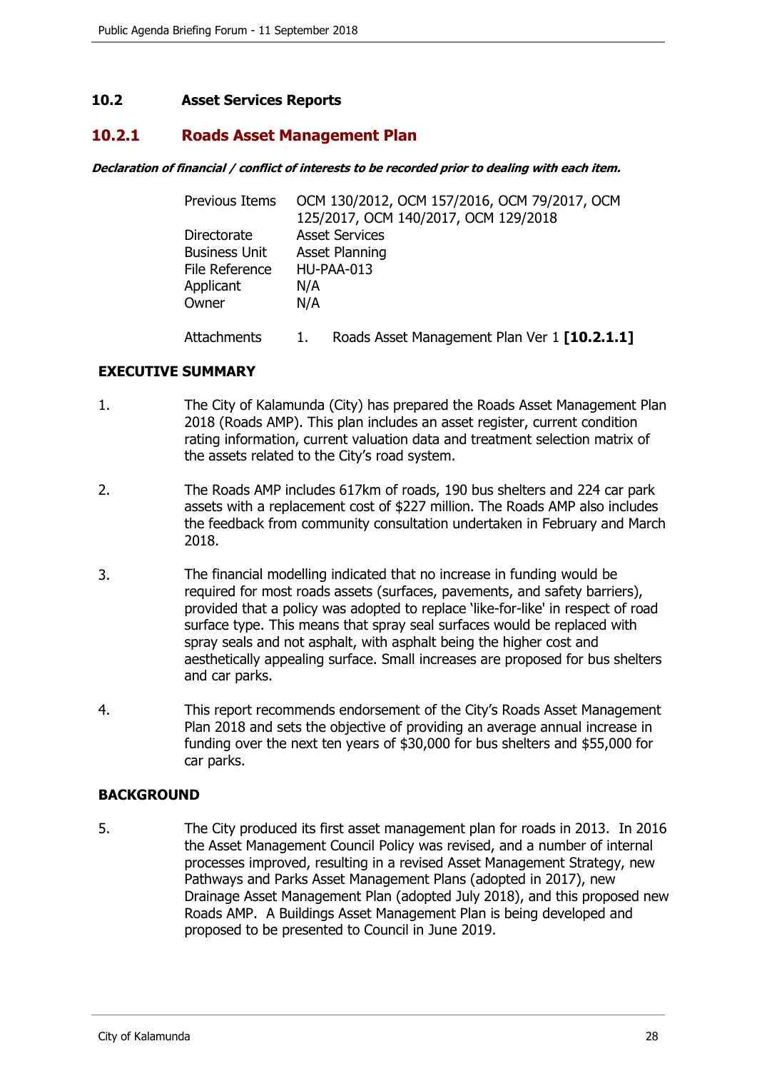## 10.2 Asset Services Reports

### 10.2.1 Roads Asset Management Plan

***Declaration of financial / conflict of interests to be recorded prior to dealing with each item.***

| | |
|---|---|
| Previous Items | OCM 130/2012, OCM 157/2016, OCM 79/2017, OCM 125/2017, OCM 140/2017, OCM 129/2018 |
| Directorate | Asset Services |
| Business Unit | Asset Planning |
| File Reference | HU-PAA-013 |
| Applicant | N/A |
| Owner | N/A |
| Attachments | 1. Roads Asset Management Plan Ver 1 **[10.2.1.1]** |

**EXECUTIVE SUMMARY**

1. The City of Kalamunda (City) has prepared the Roads Asset Management Plan 2018 (Roads AMP). This plan includes an asset register, current condition rating information, current valuation data and treatment selection matrix of the assets related to the City's road system.

2. The Roads AMP includes 617km of roads, 190 bus shelters and 224 car park assets with a replacement cost of $227 million. The Roads AMP also includes the feedback from community consultation undertaken in February and March 2018.

3. The financial modelling indicated that no increase in funding would be required for most roads assets (surfaces, pavements, and safety barriers), provided that a policy was adopted to replace 'like-for-like' in respect of road surface type. This means that spray seal surfaces would be replaced with spray seals and not asphalt, with asphalt being the higher cost and aesthetically appealing surface. Small increases are proposed for bus shelters and car parks.

4. This report recommends endorsement of the City's Roads Asset Management Plan 2018 and sets the objective of providing an average annual increase in funding over the next ten years of $30,000 for bus shelters and $55,000 for car parks.

**BACKGROUND**

5. The City produced its first asset management plan for roads in 2013. In 2016 the Asset Management Council Policy was revised, and a number of internal processes improved, resulting in a revised Asset Management Strategy, new Pathways and Parks Asset Management Plans (adopted in 2017), new Drainage Asset Management Plan (adopted July 2018), and this proposed new Roads AMP. A Buildings Asset Management Plan is being developed and proposed to be presented to Council in June 2019.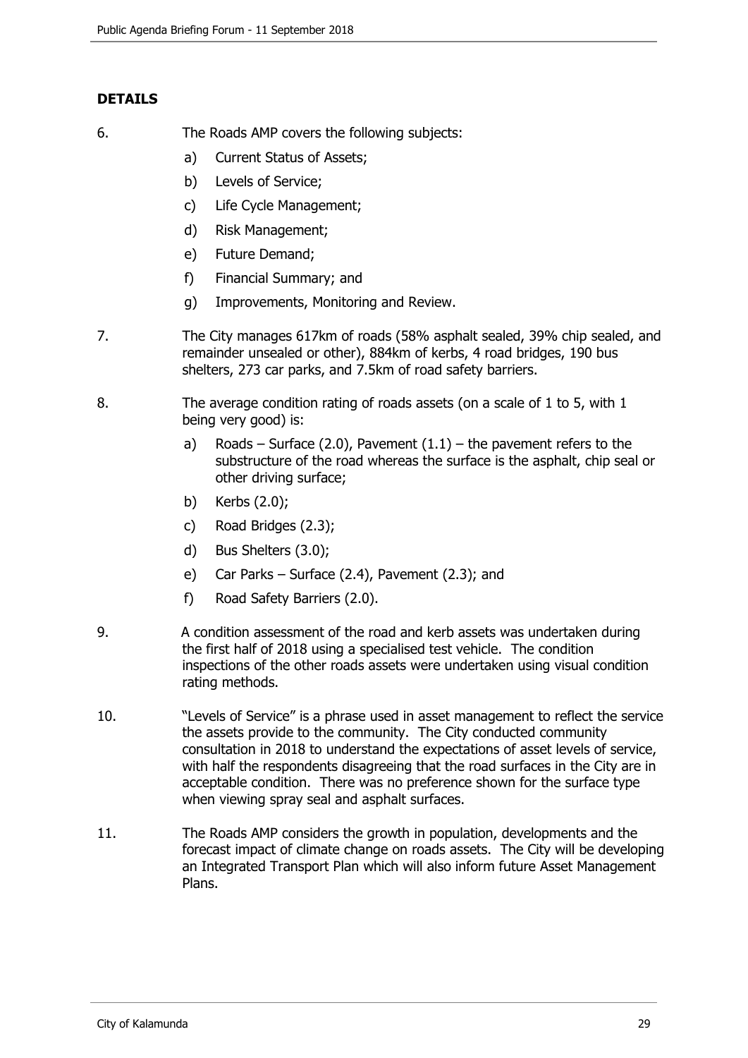## DETAILS

6. The Roads AMP covers the following subjects:
   a) Current Status of Assets;
   b) Levels of Service;
   c) Life Cycle Management;
   d) Risk Management;
   e) Future Demand;
   f) Financial Summary; and
   g) Improvements, Monitoring and Review.

7. The City manages 617km of roads (58% asphalt sealed, 39% chip sealed, and remainder unsealed or other), 884km of kerbs, 4 road bridges, 190 bus shelters, 273 car parks, and 7.5km of road safety barriers.

8. The average condition rating of roads assets (on a scale of 1 to 5, with 1 being very good) is:
   a) Roads – Surface (2.0), Pavement (1.1) – the pavement refers to the substructure of the road whereas the surface is the asphalt, chip seal or other driving surface;
   b) Kerbs (2.0);
   c) Road Bridges (2.3);
   d) Bus Shelters (3.0);
   e) Car Parks – Surface (2.4), Pavement (2.3); and
   f) Road Safety Barriers (2.0).

9. A condition assessment of the road and kerb assets was undertaken during the first half of 2018 using a specialised test vehicle. The condition inspections of the other roads assets were undertaken using visual condition rating methods.

10. "Levels of Service" is a phrase used in asset management to reflect the service the assets provide to the community. The City conducted community consultation in 2018 to understand the expectations of asset levels of service, with half the respondents disagreeing that the road surfaces in the City are in acceptable condition. There was no preference shown for the surface type when viewing spray seal and asphalt surfaces.

11. The Roads AMP considers the growth in population, developments and the forecast impact of climate change on roads assets. The City will be developing an Integrated Transport Plan which will also inform future Asset Management Plans.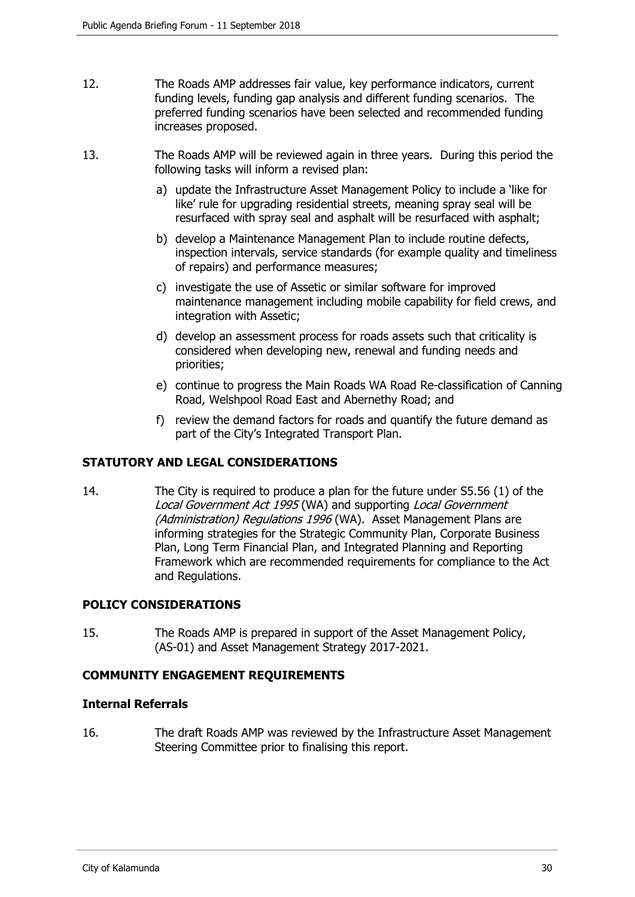12. The Roads AMP addresses fair value, key performance indicators, current funding levels, funding gap analysis and different funding scenarios. The preferred funding scenarios have been selected and recommended funding increases proposed.

13. The Roads AMP will be reviewed again in three years. During this period the following tasks will inform a revised plan:

    a) update the Infrastructure Asset Management Policy to include a 'like for like' rule for upgrading residential streets, meaning spray seal will be resurfaced with spray seal and asphalt will be resurfaced with asphalt;

    b) develop a Maintenance Management Plan to include routine defects, inspection intervals, service standards (for example quality and timeliness of repairs) and performance measures;

    c) investigate the use of Assetic or similar software for improved maintenance management including mobile capability for field crews, and integration with Assetic;

    d) develop an assessment process for roads assets such that criticality is considered when developing new, renewal and funding needs and priorities;

    e) continue to progress the Main Roads WA Road Re-classification of Canning Road, Welshpool Road East and Abernethy Road; and

    f) review the demand factors for roads and quantify the future demand as part of the City's Integrated Transport Plan.

## STATUTORY AND LEGAL CONSIDERATIONS

14. The City is required to produce a plan for the future under S5.56 (1) of the *Local Government Act 1995* (WA) and supporting *Local Government (Administration) Regulations 1996* (WA). Asset Management Plans are informing strategies for the Strategic Community Plan, Corporate Business Plan, Long Term Financial Plan, and Integrated Planning and Reporting Framework which are recommended requirements for compliance to the Act and Regulations.

## POLICY CONSIDERATIONS

15. The Roads AMP is prepared in support of the Asset Management Policy, (AS-01) and Asset Management Strategy 2017-2021.

## COMMUNITY ENGAGEMENT REQUIREMENTS

### Internal Referrals

16. The draft Roads AMP was reviewed by the Infrastructure Asset Management Steering Committee prior to finalising this report.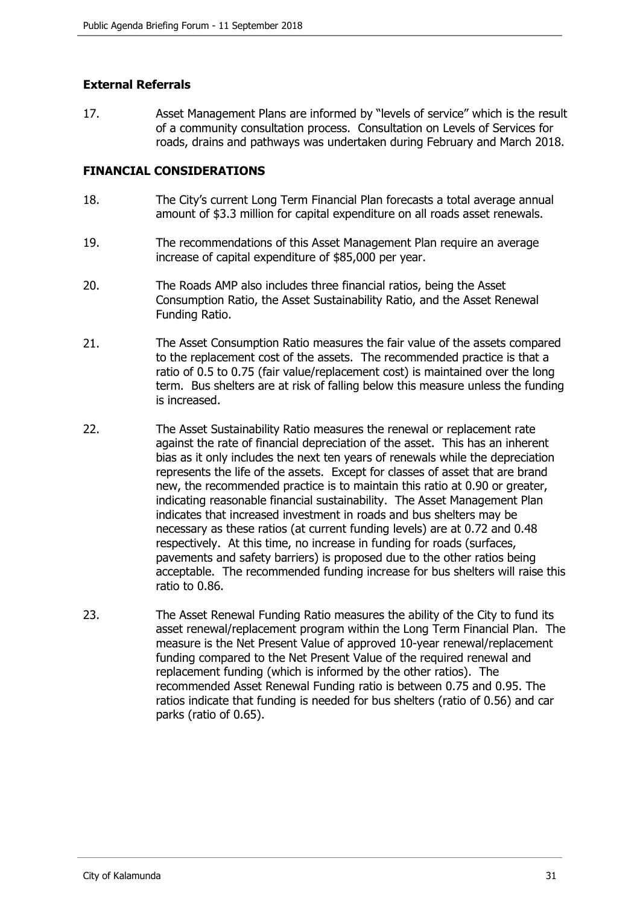### External Referrals

17. Asset Management Plans are informed by "levels of service" which is the result of a community consultation process. Consultation on Levels of Services for roads, drains and pathways was undertaken during February and March 2018.

### FINANCIAL CONSIDERATIONS

18. The City's current Long Term Financial Plan forecasts a total average annual amount of \$3.3 million for capital expenditure on all roads asset renewals.

19. The recommendations of this Asset Management Plan require an average increase of capital expenditure of \$85,000 per year.

20. The Roads AMP also includes three financial ratios, being the Asset Consumption Ratio, the Asset Sustainability Ratio, and the Asset Renewal Funding Ratio.

21. The Asset Consumption Ratio measures the fair value of the assets compared to the replacement cost of the assets. The recommended practice is that a ratio of 0.5 to 0.75 (fair value/replacement cost) is maintained over the long term. Bus shelters are at risk of falling below this measure unless the funding is increased.

22. The Asset Sustainability Ratio measures the renewal or replacement rate against the rate of financial depreciation of the asset. This has an inherent bias as it only includes the next ten years of renewals while the depreciation represents the life of the assets. Except for classes of asset that are brand new, the recommended practice is to maintain this ratio at 0.90 or greater, indicating reasonable financial sustainability. The Asset Management Plan indicates that increased investment in roads and bus shelters may be necessary as these ratios (at current funding levels) are at 0.72 and 0.48 respectively. At this time, no increase in funding for roads (surfaces, pavements and safety barriers) is proposed due to the other ratios being acceptable. The recommended funding increase for bus shelters will raise this ratio to 0.86.

23. The Asset Renewal Funding Ratio measures the ability of the City to fund its asset renewal/replacement program within the Long Term Financial Plan. The measure is the Net Present Value of approved 10-year renewal/replacement funding compared to the Net Present Value of the required renewal and replacement funding (which is informed by the other ratios). The recommended Asset Renewal Funding ratio is between 0.75 and 0.95. The ratios indicate that funding is needed for bus shelters (ratio of 0.56) and car parks (ratio of 0.65).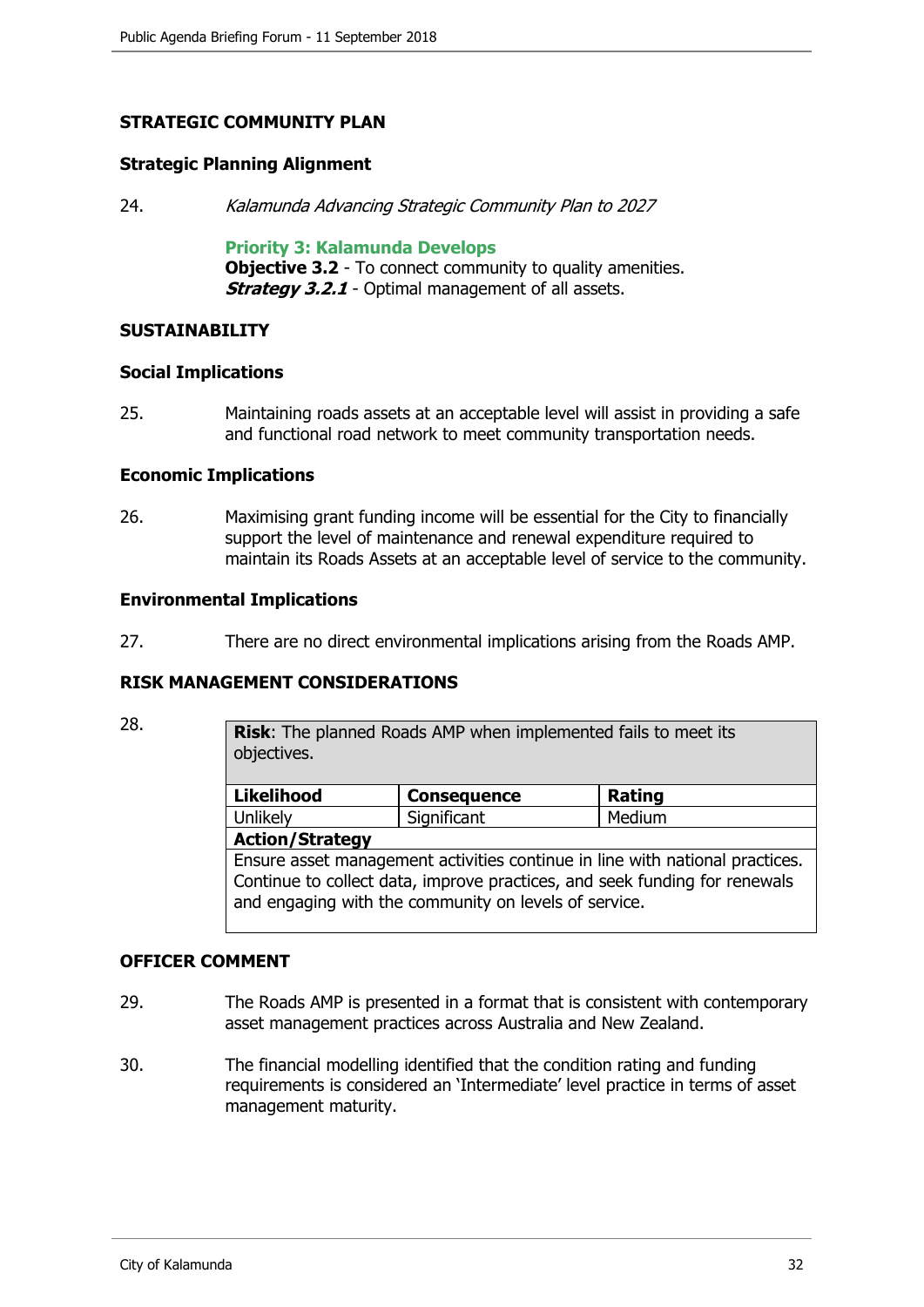## STRATEGIC COMMUNITY PLAN

### Strategic Planning Alignment

24. *Kalamunda Advancing Strategic Community Plan to 2027*

    **Priority 3: Kalamunda Develops**
    **Objective 3.2** - To connect community to quality amenities.
    ***Strategy 3.2.1*** - Optimal management of all assets.

## SUSTAINABILITY

### Social Implications

25. Maintaining roads assets at an acceptable level will assist in providing a safe and functional road network to meet community transportation needs.

### Economic Implications

26. Maximising grant funding income will be essential for the City to financially support the level of maintenance and renewal expenditure required to maintain its Roads Assets at an acceptable level of service to the community.

### Environmental Implications

27. There are no direct environmental implications arising from the Roads AMP.

## RISK MANAGEMENT CONSIDERATIONS

28.

| **Risk**: The planned Roads AMP when implemented fails to meet its objectives. | | |
|---|---|---|
| **Likelihood** | **Consequence** | **Rating** |
| Unlikely | Significant | Medium |
| **Action/Strategy** | | |
| Ensure asset management activities continue in line with national practices. Continue to collect data, improve practices, and seek funding for renewals and engaging with the community on levels of service. | | |

## OFFICER COMMENT

29. The Roads AMP is presented in a format that is consistent with contemporary asset management practices across Australia and New Zealand.

30. The financial modelling identified that the condition rating and funding requirements is considered an 'Intermediate' level practice in terms of asset management maturity.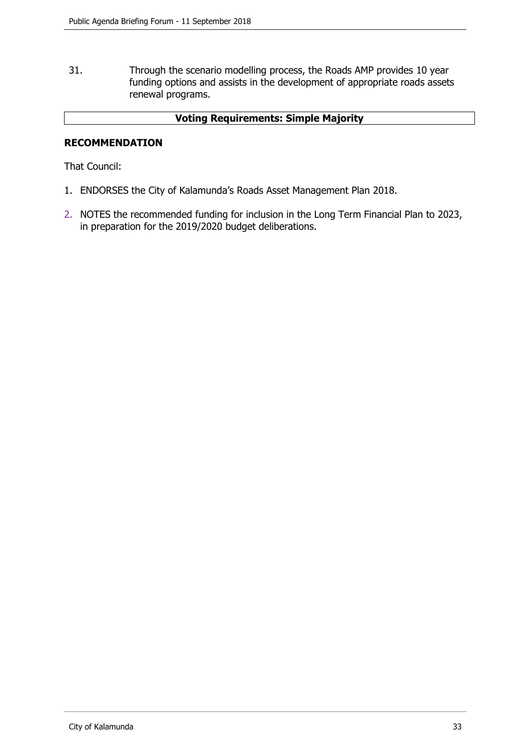31. Through the scenario modelling process, the Roads AMP provides 10 year funding options and assists in the development of appropriate roads assets renewal programs.

**Voting Requirements: Simple Majority**

**RECOMMENDATION**

That Council:

1. ENDORSES the City of Kalamunda's Roads Asset Management Plan 2018.
2. NOTES the recommended funding for inclusion in the Long Term Financial Plan to 2023, in preparation for the 2019/2020 budget deliberations.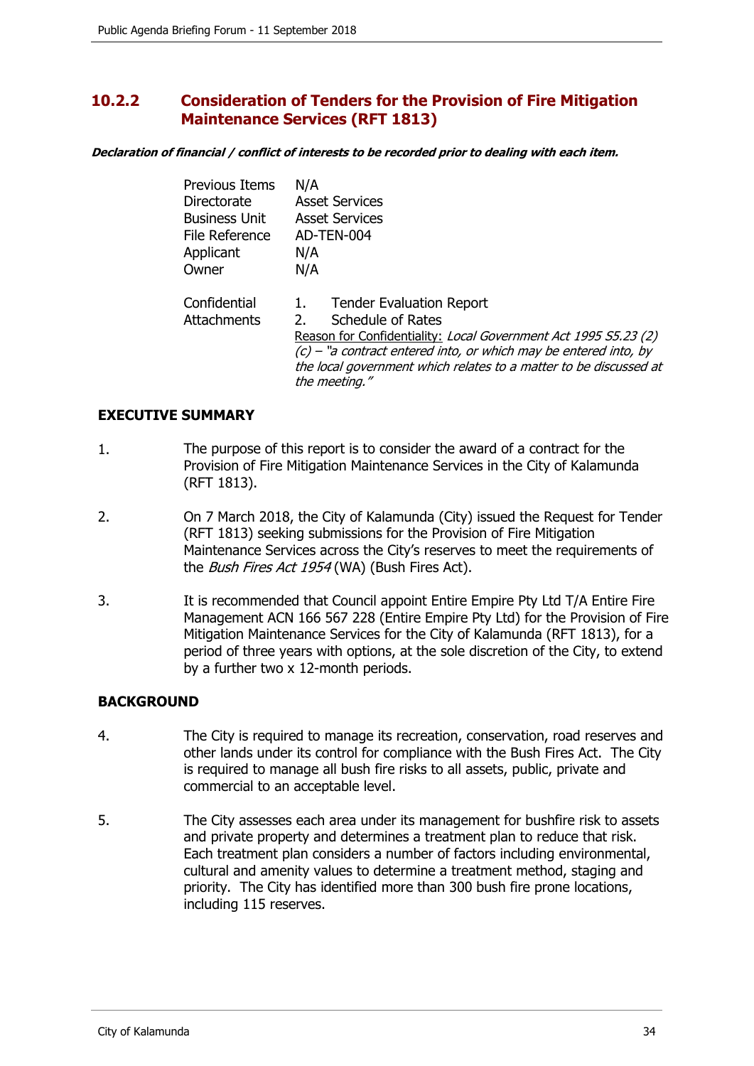## 10.2.2 Consideration of Tenders for the Provision of Fire Mitigation Maintenance Services (RFT 1813)

***Declaration of financial / conflict of interests to be recorded prior to dealing with each item.***

| | |
|---|---|
| Previous Items | N/A |
| Directorate | Asset Services |
| Business Unit | Asset Services |
| File Reference | AD-TEN-004 |
| Applicant | N/A |
| Owner | N/A |
| Confidential Attachments | 1. Tender Evaluation Report<br>2. Schedule of Rates<br><u>Reason for Confidentiality:</u> *Local Government Act 1995 S5.23 (2) (c) – "a contract entered into, or which may be entered into, by the local government which relates to a matter to be discussed at the meeting."* |

**EXECUTIVE SUMMARY**

1. The purpose of this report is to consider the award of a contract for the Provision of Fire Mitigation Maintenance Services in the City of Kalamunda (RFT 1813).

2. On 7 March 2018, the City of Kalamunda (City) issued the Request for Tender (RFT 1813) seeking submissions for the Provision of Fire Mitigation Maintenance Services across the City's reserves to meet the requirements of the *Bush Fires Act 1954* (WA) (Bush Fires Act).

3. It is recommended that Council appoint Entire Empire Pty Ltd T/A Entire Fire Management ACN 166 567 228 (Entire Empire Pty Ltd) for the Provision of Fire Mitigation Maintenance Services for the City of Kalamunda (RFT 1813), for a period of three years with options, at the sole discretion of the City, to extend by a further two x 12-month periods.

**BACKGROUND**

4. The City is required to manage its recreation, conservation, road reserves and other lands under its control for compliance with the Bush Fires Act. The City is required to manage all bush fire risks to all assets, public, private and commercial to an acceptable level.

5. The City assesses each area under its management for bushfire risk to assets and private property and determines a treatment plan to reduce that risk. Each treatment plan considers a number of factors including environmental, cultural and amenity values to determine a treatment method, staging and priority. The City has identified more than 300 bush fire prone locations, including 115 reserves.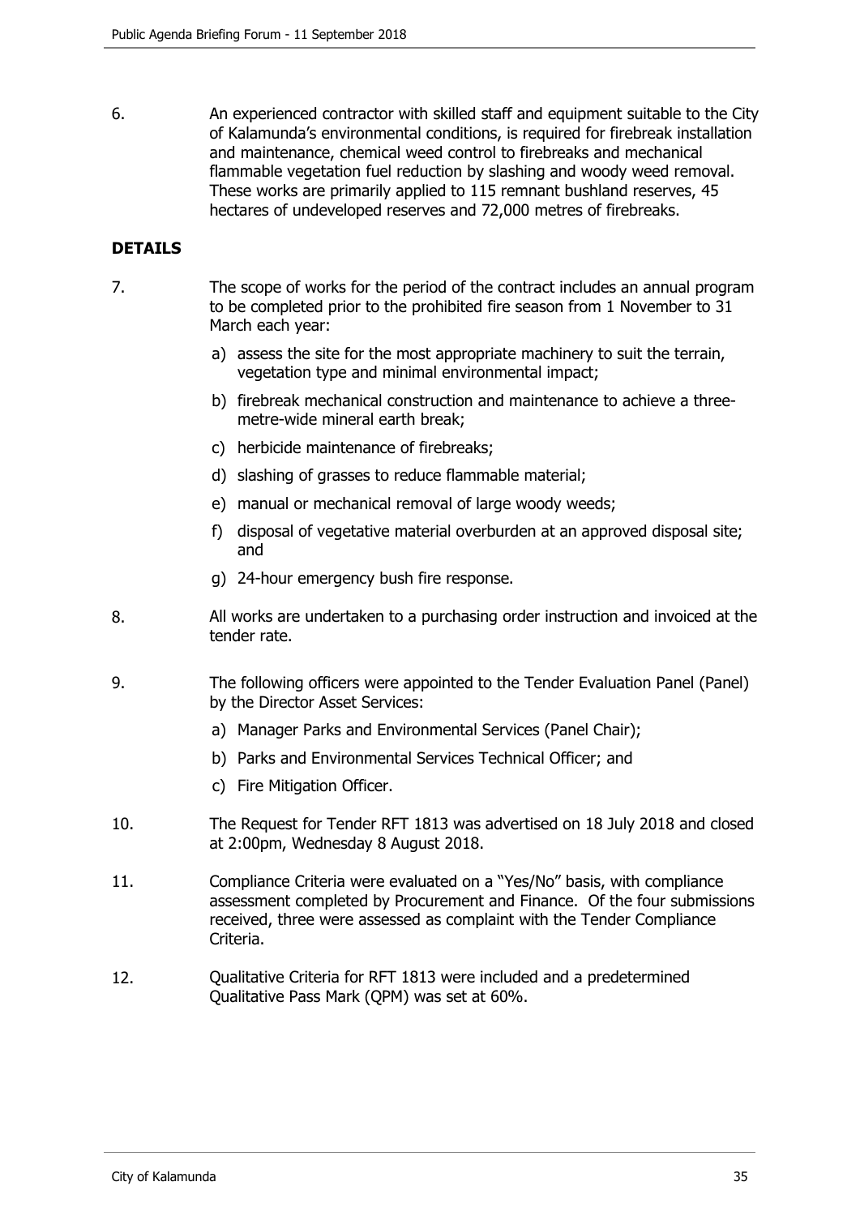6. An experienced contractor with skilled staff and equipment suitable to the City of Kalamunda's environmental conditions, is required for firebreak installation and maintenance, chemical weed control to firebreaks and mechanical flammable vegetation fuel reduction by slashing and woody weed removal. These works are primarily applied to 115 remnant bushland reserves, 45 hectares of undeveloped reserves and 72,000 metres of firebreaks.

**DETAILS**

7. The scope of works for the period of the contract includes an annual program to be completed prior to the prohibited fire season from 1 November to 31 March each year:

   a) assess the site for the most appropriate machinery to suit the terrain, vegetation type and minimal environmental impact;

   b) firebreak mechanical construction and maintenance to achieve a three-metre-wide mineral earth break;

   c) herbicide maintenance of firebreaks;

   d) slashing of grasses to reduce flammable material;

   e) manual or mechanical removal of large woody weeds;

   f) disposal of vegetative material overburden at an approved disposal site; and

   g) 24-hour emergency bush fire response.

8. All works are undertaken to a purchasing order instruction and invoiced at the tender rate.

9. The following officers were appointed to the Tender Evaluation Panel (Panel) by the Director Asset Services:

   a) Manager Parks and Environmental Services (Panel Chair);

   b) Parks and Environmental Services Technical Officer; and

   c) Fire Mitigation Officer.

10. The Request for Tender RFT 1813 was advertised on 18 July 2018 and closed at 2:00pm, Wednesday 8 August 2018.

11. Compliance Criteria were evaluated on a "Yes/No" basis, with compliance assessment completed by Procurement and Finance. Of the four submissions received, three were assessed as complaint with the Tender Compliance Criteria.

12. Qualitative Criteria for RFT 1813 were included and a predetermined Qualitative Pass Mark (QPM) was set at 60%.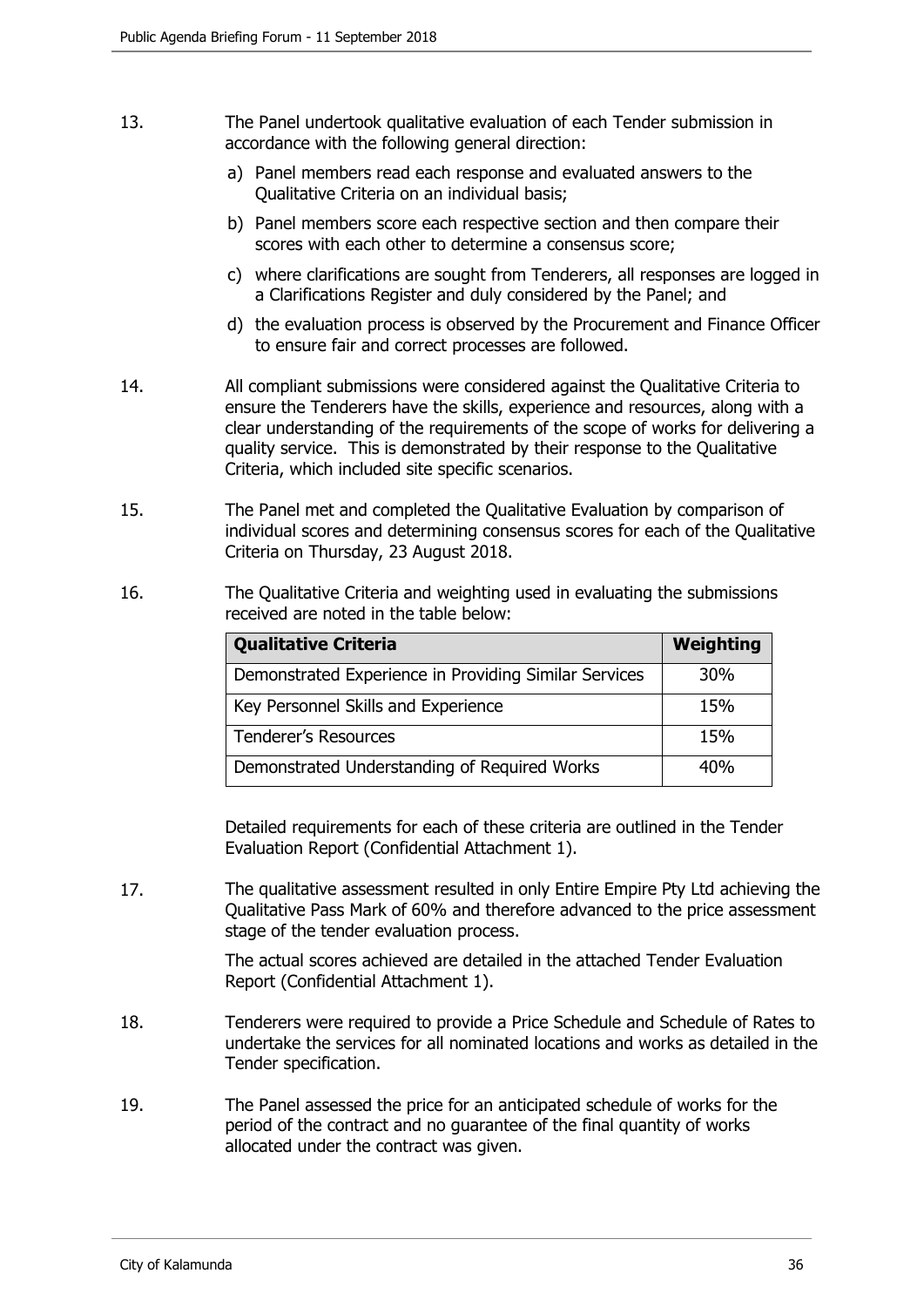13. The Panel undertook qualitative evaluation of each Tender submission in accordance with the following general direction:

    a) Panel members read each response and evaluated answers to the Qualitative Criteria on an individual basis;

    b) Panel members score each respective section and then compare their scores with each other to determine a consensus score;

    c) where clarifications are sought from Tenderers, all responses are logged in a Clarifications Register and duly considered by the Panel; and

    d) the evaluation process is observed by the Procurement and Finance Officer to ensure fair and correct processes are followed.

14. All compliant submissions were considered against the Qualitative Criteria to ensure the Tenderers have the skills, experience and resources, along with a clear understanding of the requirements of the scope of works for delivering a quality service. This is demonstrated by their response to the Qualitative Criteria, which included site specific scenarios.

15. The Panel met and completed the Qualitative Evaluation by comparison of individual scores and determining consensus scores for each of the Qualitative Criteria on Thursday, 23 August 2018.

16. The Qualitative Criteria and weighting used in evaluating the submissions received are noted in the table below:

| Qualitative Criteria | Weighting |
|---|---|
| Demonstrated Experience in Providing Similar Services | 30% |
| Key Personnel Skills and Experience | 15% |
| Tenderer's Resources | 15% |
| Demonstrated Understanding of Required Works | 40% |

    Detailed requirements for each of these criteria are outlined in the Tender Evaluation Report (Confidential Attachment 1).

17. The qualitative assessment resulted in only Entire Empire Pty Ltd achieving the Qualitative Pass Mark of 60% and therefore advanced to the price assessment stage of the tender evaluation process.

    The actual scores achieved are detailed in the attached Tender Evaluation Report (Confidential Attachment 1).

18. Tenderers were required to provide a Price Schedule and Schedule of Rates to undertake the services for all nominated locations and works as detailed in the Tender specification.

19. The Panel assessed the price for an anticipated schedule of works for the period of the contract and no guarantee of the final quantity of works allocated under the contract was given.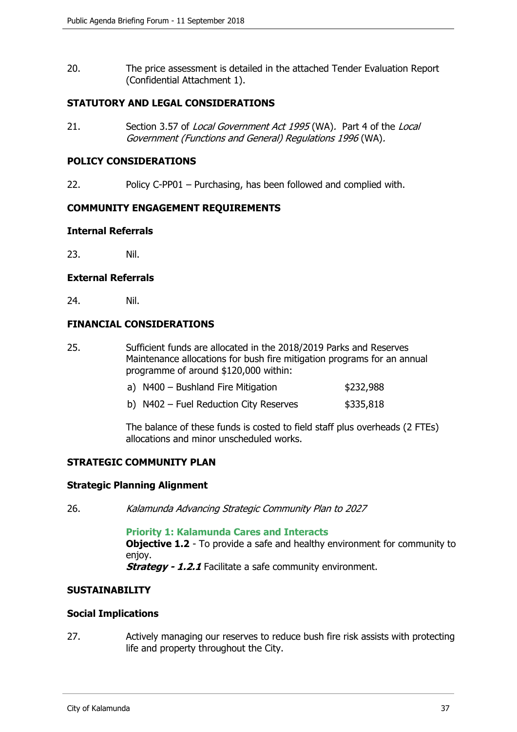20. The price assessment is detailed in the attached Tender Evaluation Report (Confidential Attachment 1).

## STATUTORY AND LEGAL CONSIDERATIONS

21. Section 3.57 of *Local Government Act 1995* (WA). Part 4 of the *Local Government (Functions and General) Regulations 1996* (WA).

## POLICY CONSIDERATIONS

22. Policy C-PP01 – Purchasing, has been followed and complied with.

## COMMUNITY ENGAGEMENT REQUIREMENTS

### Internal Referrals

23. Nil.

### External Referrals

24. Nil.

## FINANCIAL CONSIDERATIONS

25. Sufficient funds are allocated in the 2018/2019 Parks and Reserves Maintenance allocations for bush fire mitigation programs for an annual programme of around $120,000 within:

    a) N400 – Bushland Fire Mitigation $232,988

    b) N402 – Fuel Reduction City Reserves $335,818

    The balance of these funds is costed to field staff plus overheads (2 FTEs) allocations and minor unscheduled works.

## STRATEGIC COMMUNITY PLAN

### Strategic Planning Alignment

26. *Kalamunda Advancing Strategic Community Plan to 2027*

    **Priority 1: Kalamunda Cares and Interacts**
    **Objective 1.2** - To provide a safe and healthy environment for community to enjoy.
    ***Strategy - 1.2.1*** Facilitate a safe community environment.

## SUSTAINABILITY

### Social Implications

27. Actively managing our reserves to reduce bush fire risk assists with protecting life and property throughout the City.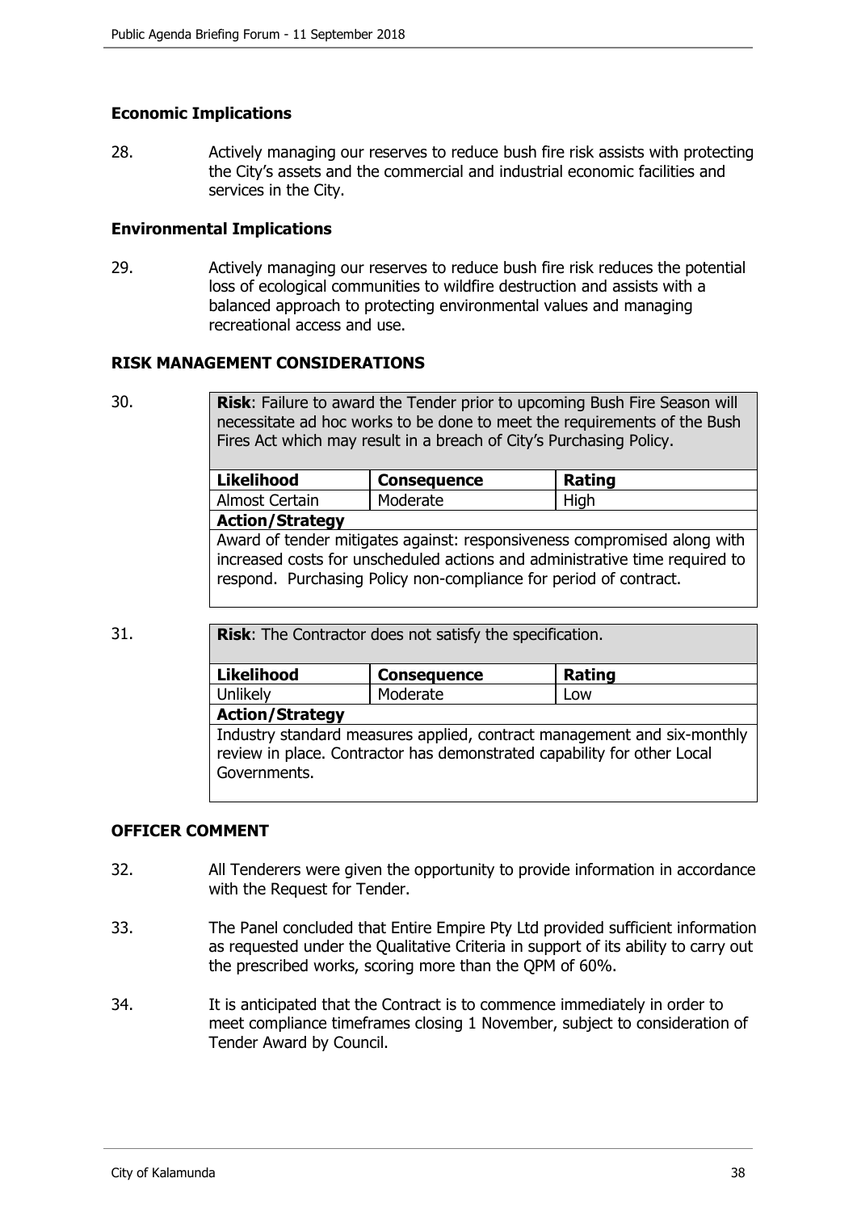### Economic Implications

28. Actively managing our reserves to reduce bush fire risk assists with protecting the City's assets and the commercial and industrial economic facilities and services in the City.

### Environmental Implications

29. Actively managing our reserves to reduce bush fire risk reduces the potential loss of ecological communities to wildfire destruction and assists with a balanced approach to protecting environmental values and managing recreational access and use.

## RISK MANAGEMENT CONSIDERATIONS

30.

| **Risk**: Failure to award the Tender prior to upcoming Bush Fire Season will necessitate ad hoc works to be done to meet the requirements of the Bush Fires Act which may result in a breach of City's Purchasing Policy. | | |
|---|---|---|
| **Likelihood** | **Consequence** | **Rating** |
| Almost Certain | Moderate | High |
| **Action/Strategy** | | |
| Award of tender mitigates against: responsiveness compromised along with increased costs for unscheduled actions and administrative time required to respond. Purchasing Policy non-compliance for period of contract. | | |

31.

| **Risk**: The Contractor does not satisfy the specification. | | |
|---|---|---|
| **Likelihood** | **Consequence** | **Rating** |
| Unlikely | Moderate | Low |
| **Action/Strategy** | | |
| Industry standard measures applied, contract management and six-monthly review in place. Contractor has demonstrated capability for other Local Governments. | | |

## OFFICER COMMENT

32. All Tenderers were given the opportunity to provide information in accordance with the Request for Tender.

33. The Panel concluded that Entire Empire Pty Ltd provided sufficient information as requested under the Qualitative Criteria in support of its ability to carry out the prescribed works, scoring more than the QPM of 60%.

34. It is anticipated that the Contract is to commence immediately in order to meet compliance timeframes closing 1 November, subject to consideration of Tender Award by Council.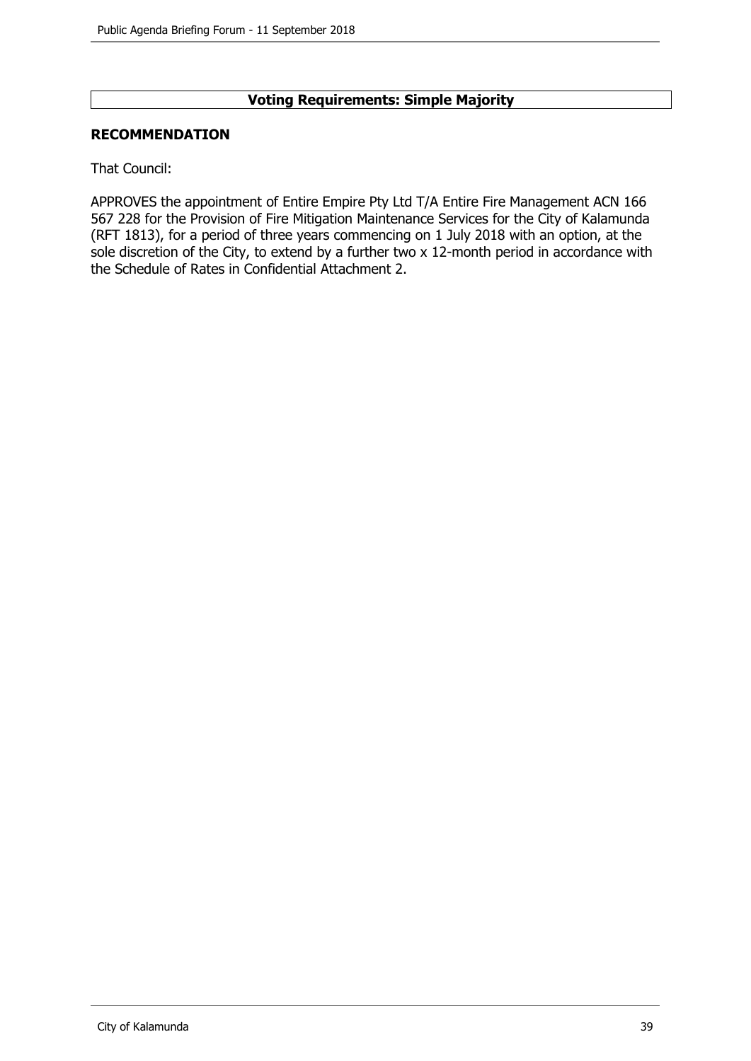**Voting Requirements: Simple Majority**

**RECOMMENDATION**

That Council:

APPROVES the appointment of Entire Empire Pty Ltd T/A Entire Fire Management ACN 166 567 228 for the Provision of Fire Mitigation Maintenance Services for the City of Kalamunda (RFT 1813), for a period of three years commencing on 1 July 2018 with an option, at the sole discretion of the City, to extend by a further two x 12-month period in accordance with the Schedule of Rates in Confidential Attachment 2.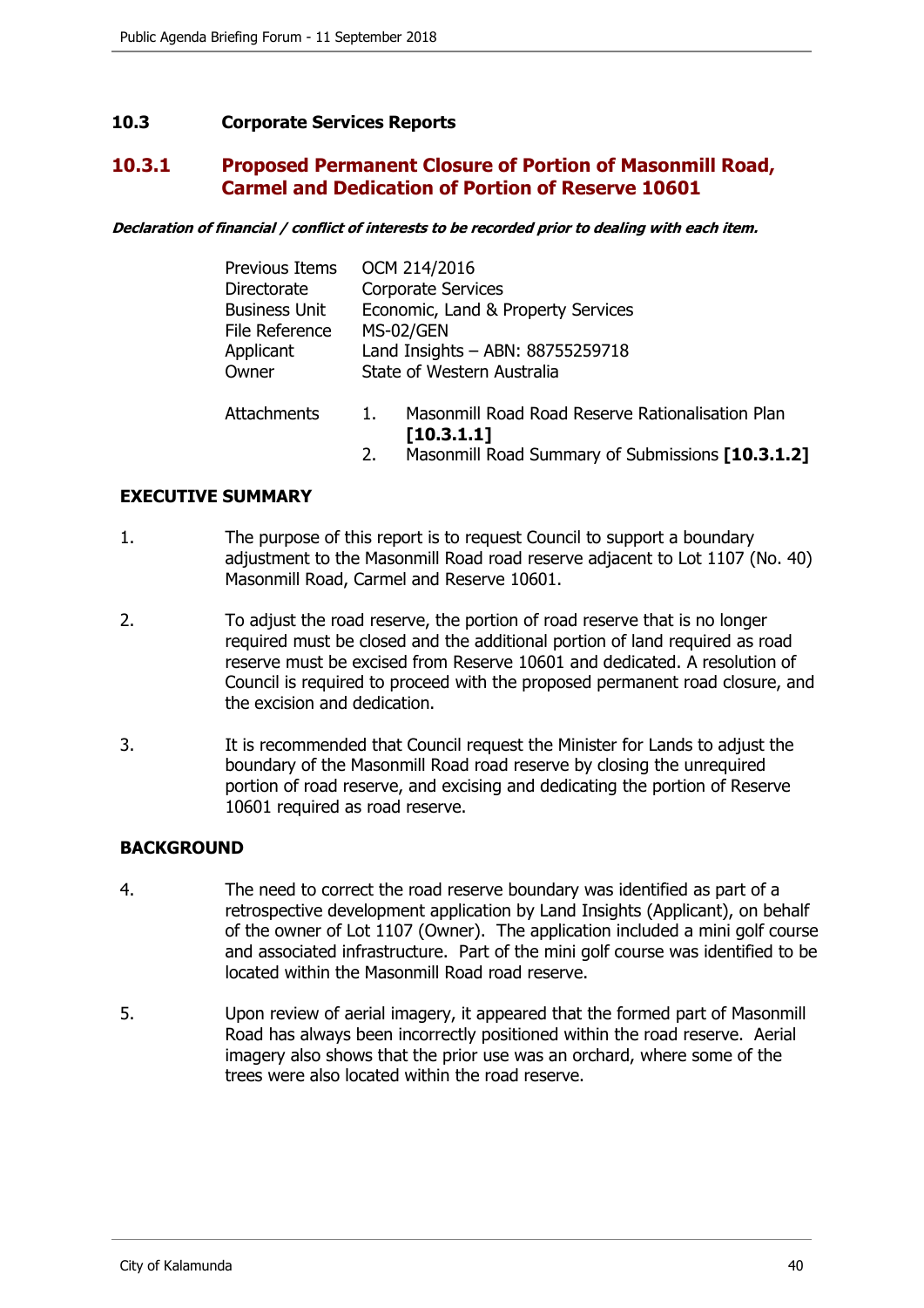## 10.3 Corporate Services Reports

### 10.3.1 Proposed Permanent Closure of Portion of Masonmill Road, Carmel and Dedication of Portion of Reserve 10601

***Declaration of financial / conflict of interests to be recorded prior to dealing with each item.***

| | |
|---|---|
| Previous Items | OCM 214/2016 |
| Directorate | Corporate Services |
| Business Unit | Economic, Land & Property Services |
| File Reference | MS-02/GEN |
| Applicant | Land Insights – ABN: 88755259718 |
| Owner | State of Western Australia |

Attachments
1. Masonmill Road Road Reserve Rationalisation Plan **[10.3.1.1]**
2. Masonmill Road Summary of Submissions **[10.3.1.2]**

**EXECUTIVE SUMMARY**

1. The purpose of this report is to request Council to support a boundary adjustment to the Masonmill Road road reserve adjacent to Lot 1107 (No. 40) Masonmill Road, Carmel and Reserve 10601.

2. To adjust the road reserve, the portion of road reserve that is no longer required must be closed and the additional portion of land required as road reserve must be excised from Reserve 10601 and dedicated. A resolution of Council is required to proceed with the proposed permanent road closure, and the excision and dedication.

3. It is recommended that Council request the Minister for Lands to adjust the boundary of the Masonmill Road road reserve by closing the unrequired portion of road reserve, and excising and dedicating the portion of Reserve 10601 required as road reserve.

**BACKGROUND**

4. The need to correct the road reserve boundary was identified as part of a retrospective development application by Land Insights (Applicant), on behalf of the owner of Lot 1107 (Owner). The application included a mini golf course and associated infrastructure. Part of the mini golf course was identified to be located within the Masonmill Road road reserve.

5. Upon review of aerial imagery, it appeared that the formed part of Masonmill Road has always been incorrectly positioned within the road reserve. Aerial imagery also shows that the prior use was an orchard, where some of the trees were also located within the road reserve.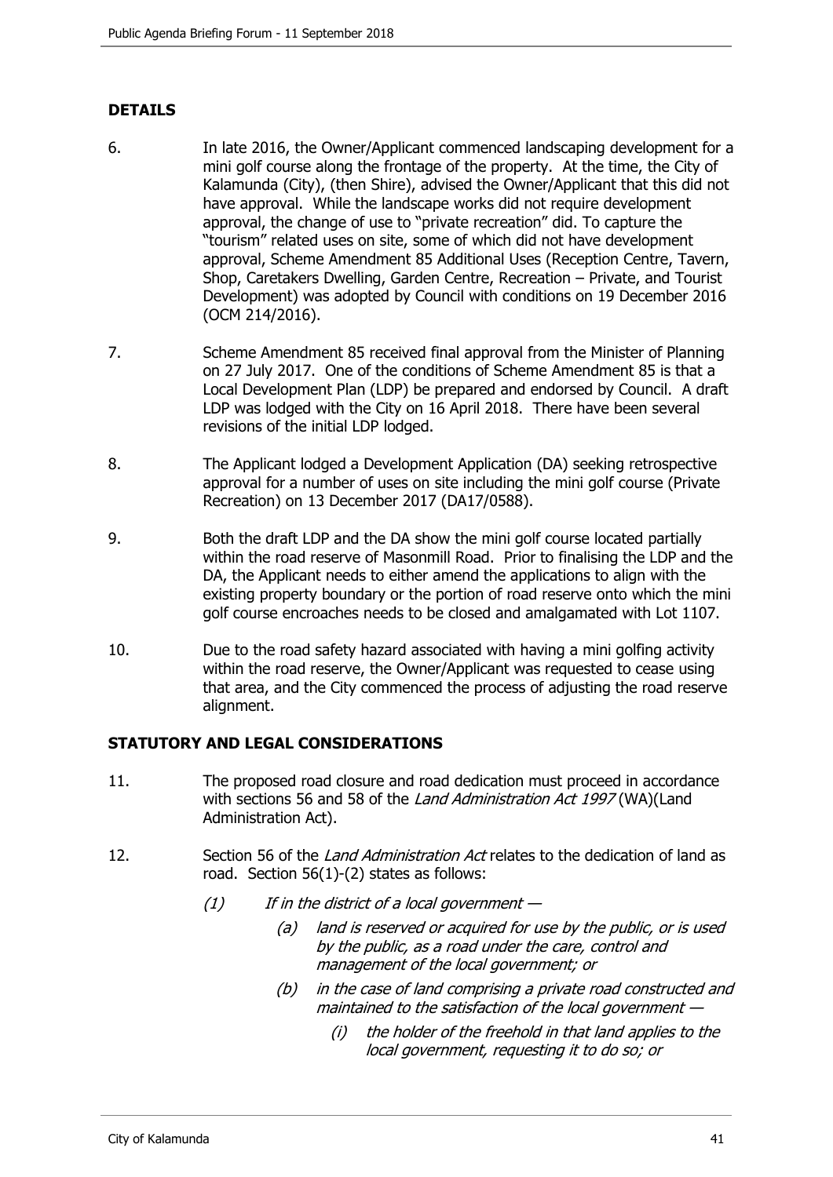## DETAILS

6. In late 2016, the Owner/Applicant commenced landscaping development for a mini golf course along the frontage of the property. At the time, the City of Kalamunda (City), (then Shire), advised the Owner/Applicant that this did not have approval. While the landscape works did not require development approval, the change of use to "private recreation" did. To capture the "tourism" related uses on site, some of which did not have development approval, Scheme Amendment 85 Additional Uses (Reception Centre, Tavern, Shop, Caretakers Dwelling, Garden Centre, Recreation – Private, and Tourist Development) was adopted by Council with conditions on 19 December 2016 (OCM 214/2016).

7. Scheme Amendment 85 received final approval from the Minister of Planning on 27 July 2017. One of the conditions of Scheme Amendment 85 is that a Local Development Plan (LDP) be prepared and endorsed by Council. A draft LDP was lodged with the City on 16 April 2018. There have been several revisions of the initial LDP lodged.

8. The Applicant lodged a Development Application (DA) seeking retrospective approval for a number of uses on site including the mini golf course (Private Recreation) on 13 December 2017 (DA17/0588).

9. Both the draft LDP and the DA show the mini golf course located partially within the road reserve of Masonmill Road. Prior to finalising the LDP and the DA, the Applicant needs to either amend the applications to align with the existing property boundary or the portion of road reserve onto which the mini golf course encroaches needs to be closed and amalgamated with Lot 1107.

10. Due to the road safety hazard associated with having a mini golfing activity within the road reserve, the Owner/Applicant was requested to cease using that area, and the City commenced the process of adjusting the road reserve alignment.

## STATUTORY AND LEGAL CONSIDERATIONS

11. The proposed road closure and road dedication must proceed in accordance with sections 56 and 58 of the *Land Administration Act 1997* (WA)(Land Administration Act).

12. Section 56 of the *Land Administration Act* relates to the dedication of land as road. Section 56(1)-(2) states as follows:

    *(1) If in the district of a local government —*

    *(a) land is reserved or acquired for use by the public, or is used by the public, as a road under the care, control and management of the local government; or*

    *(b) in the case of land comprising a private road constructed and maintained to the satisfaction of the local government —*

    *(i) the holder of the freehold in that land applies to the local government, requesting it to do so; or*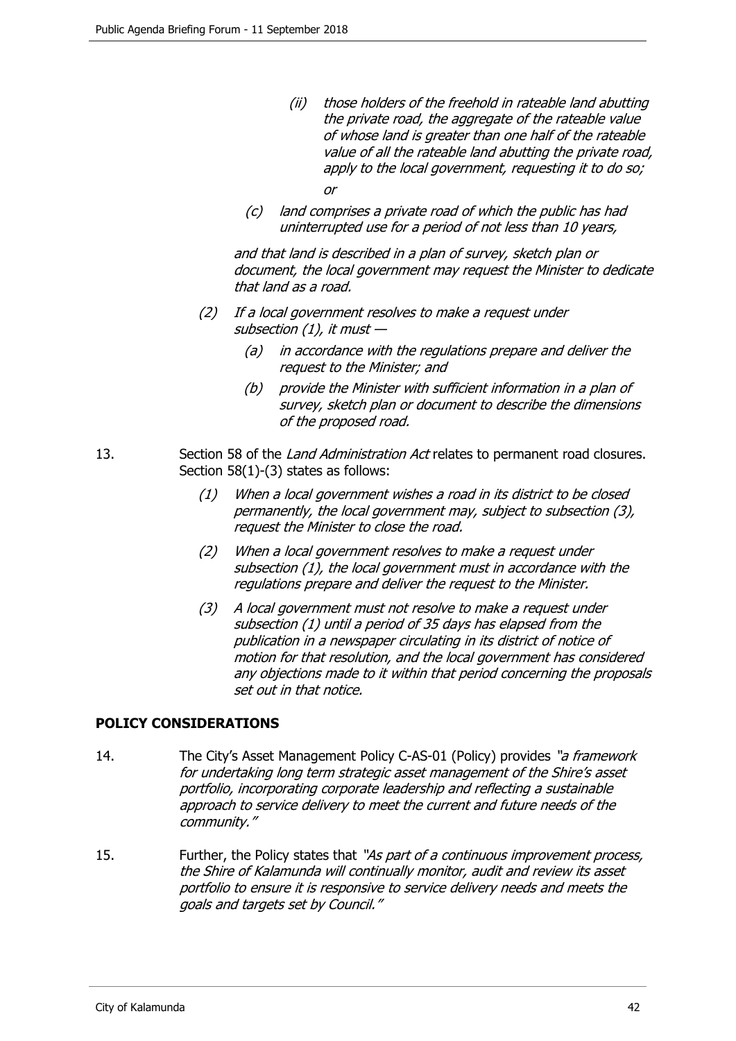> (ii) *those holders of the freehold in rateable land abutting the private road, the aggregate of the rateable value of whose land is greater than one half of the rateable value of all the rateable land abutting the private road, apply to the local government, requesting it to do so;*
>
> *or*
>
> (c) *land comprises a private road of which the public has had uninterrupted use for a period of not less than 10 years,*
>
> *and that land is described in a plan of survey, sketch plan or document, the local government may request the Minister to dedicate that land as a road.*
>
> (2) *If a local government resolves to make a request under subsection (1), it must —*
>
> (a) *in accordance with the regulations prepare and deliver the request to the Minister; and*
>
> (b) *provide the Minister with sufficient information in a plan of survey, sketch plan or document to describe the dimensions of the proposed road.*

13. Section 58 of the *Land Administration Act* relates to permanent road closures. Section 58(1)-(3) states as follows:

> (1) *When a local government wishes a road in its district to be closed permanently, the local government may, subject to subsection (3), request the Minister to close the road.*
>
> (2) *When a local government resolves to make a request under subsection (1), the local government must in accordance with the regulations prepare and deliver the request to the Minister.*
>
> (3) *A local government must not resolve to make a request under subsection (1) until a period of 35 days has elapsed from the publication in a newspaper circulating in its district of notice of motion for that resolution, and the local government has considered any objections made to it within that period concerning the proposals set out in that notice.*

## POLICY CONSIDERATIONS

14. The City's Asset Management Policy C-AS-01 (Policy) provides *"a framework for undertaking long term strategic asset management of the Shire's asset portfolio, incorporating corporate leadership and reflecting a sustainable approach to service delivery to meet the current and future needs of the community."*

15. Further, the Policy states that *"As part of a continuous improvement process, the Shire of Kalamunda will continually monitor, audit and review its asset portfolio to ensure it is responsive to service delivery needs and meets the goals and targets set by Council."*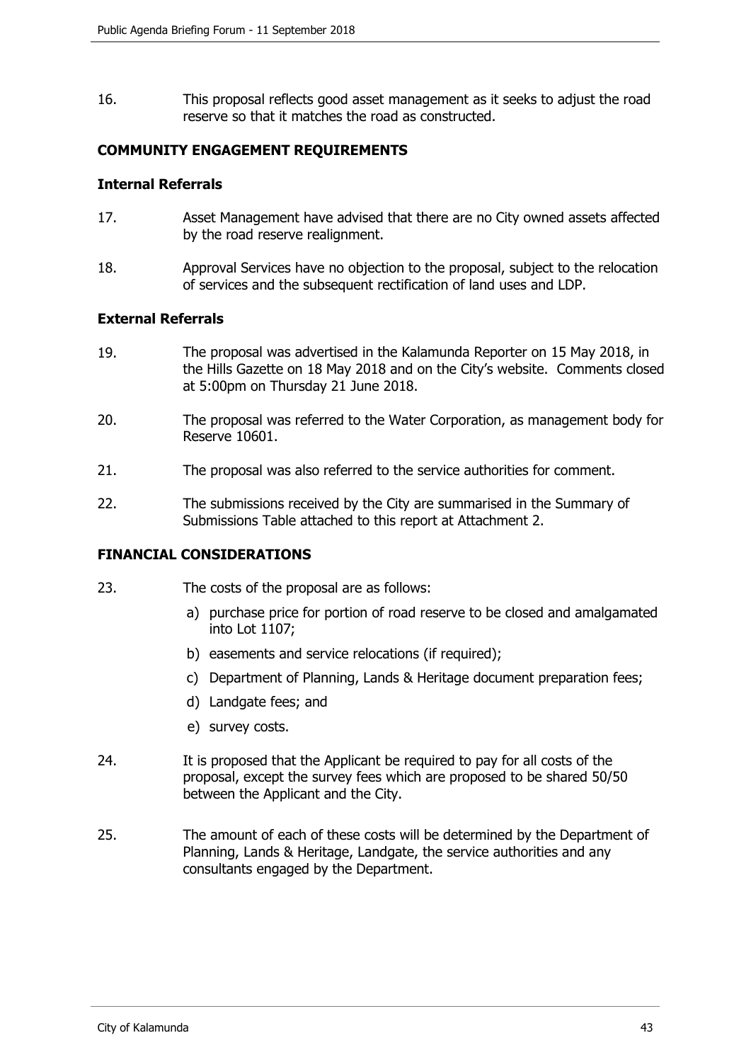16. This proposal reflects good asset management as it seeks to adjust the road reserve so that it matches the road as constructed.

## COMMUNITY ENGAGEMENT REQUIREMENTS

### Internal Referrals

17. Asset Management have advised that there are no City owned assets affected by the road reserve realignment.

18. Approval Services have no objection to the proposal, subject to the relocation of services and the subsequent rectification of land uses and LDP.

### External Referrals

19. The proposal was advertised in the Kalamunda Reporter on 15 May 2018, in the Hills Gazette on 18 May 2018 and on the City's website. Comments closed at 5:00pm on Thursday 21 June 2018.

20. The proposal was referred to the Water Corporation, as management body for Reserve 10601.

21. The proposal was also referred to the service authorities for comment.

22. The submissions received by the City are summarised in the Summary of Submissions Table attached to this report at Attachment 2.

## FINANCIAL CONSIDERATIONS

23. The costs of the proposal are as follows:

    a) purchase price for portion of road reserve to be closed and amalgamated into Lot 1107;

    b) easements and service relocations (if required);

    c) Department of Planning, Lands & Heritage document preparation fees;

    d) Landgate fees; and

    e) survey costs.

24. It is proposed that the Applicant be required to pay for all costs of the proposal, except the survey fees which are proposed to be shared 50/50 between the Applicant and the City.

25. The amount of each of these costs will be determined by the Department of Planning, Lands & Heritage, Landgate, the service authorities and any consultants engaged by the Department.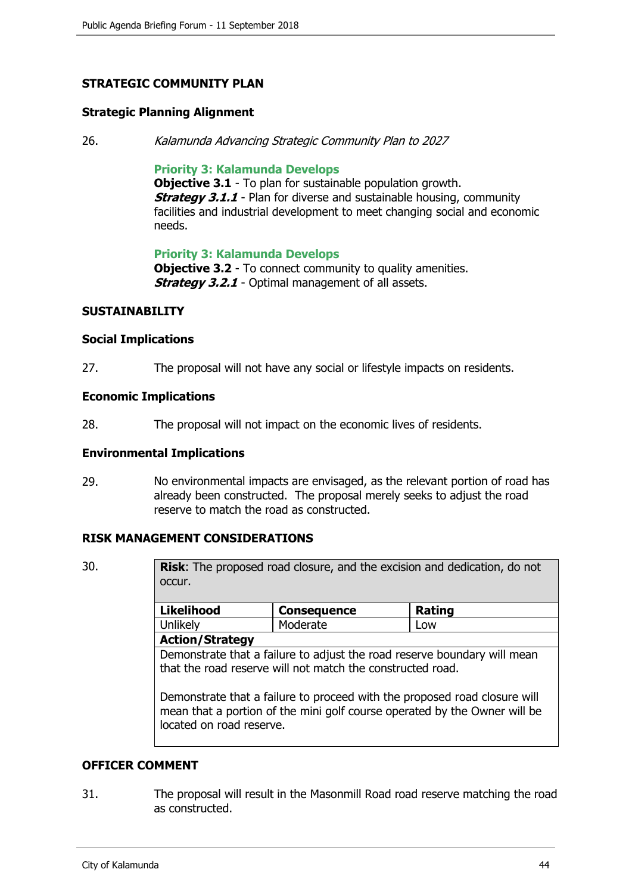## STRATEGIC COMMUNITY PLAN

### Strategic Planning Alignment

26. *Kalamunda Advancing Strategic Community Plan to 2027*

    **Priority 3: Kalamunda Develops**
    **Objective 3.1** - To plan for sustainable population growth.
    ***Strategy 3.1.1*** - Plan for diverse and sustainable housing, community facilities and industrial development to meet changing social and economic needs.

    **Priority 3: Kalamunda Develops**
    **Objective 3.2** - To connect community to quality amenities.
    ***Strategy 3.2.1*** - Optimal management of all assets.

## SUSTAINABILITY

### Social Implications

27. The proposal will not have any social or lifestyle impacts on residents.

### Economic Implications

28. The proposal will not impact on the economic lives of residents.

### Environmental Implications

29. No environmental impacts are envisaged, as the relevant portion of road has already been constructed. The proposal merely seeks to adjust the road reserve to match the road as constructed.

## RISK MANAGEMENT CONSIDERATIONS

30.

| **Risk**: The proposed road closure, and the excision and dedication, do not occur. | | |
|---|---|---|
| **Likelihood** | **Consequence** | **Rating** |
| Unlikely | Moderate | Low |
| **Action/Strategy** | | |
| Demonstrate that a failure to adjust the road reserve boundary will mean that the road reserve will not match the constructed road.<br><br>Demonstrate that a failure to proceed with the proposed road closure will mean that a portion of the mini golf course operated by the Owner will be located on road reserve. | | |

## OFFICER COMMENT

31. The proposal will result in the Masonmill Road road reserve matching the road as constructed.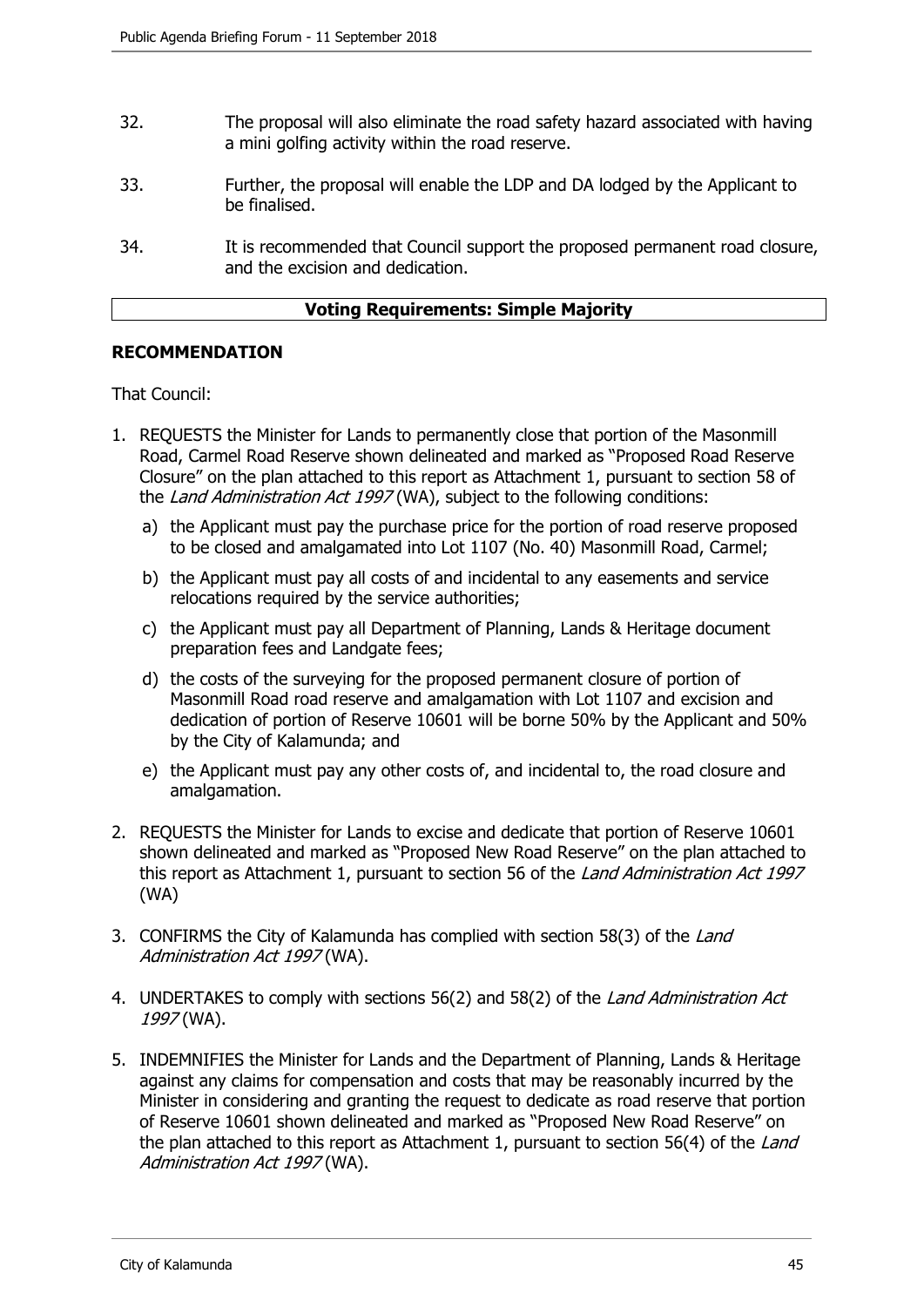32. The proposal will also eliminate the road safety hazard associated with having a mini golfing activity within the road reserve.

33. Further, the proposal will enable the LDP and DA lodged by the Applicant to be finalised.

34. It is recommended that Council support the proposed permanent road closure, and the excision and dedication.

**Voting Requirements: Simple Majority**

## RECOMMENDATION

That Council:

1. REQUESTS the Minister for Lands to permanently close that portion of the Masonmill Road, Carmel Road Reserve shown delineated and marked as "Proposed Road Reserve Closure" on the plan attached to this report as Attachment 1, pursuant to section 58 of the *Land Administration Act 1997* (WA), subject to the following conditions:
   a) the Applicant must pay the purchase price for the portion of road reserve proposed to be closed and amalgamated into Lot 1107 (No. 40) Masonmill Road, Carmel;
   b) the Applicant must pay all costs of and incidental to any easements and service relocations required by the service authorities;
   c) the Applicant must pay all Department of Planning, Lands & Heritage document preparation fees and Landgate fees;
   d) the costs of the surveying for the proposed permanent closure of portion of Masonmill Road road reserve and amalgamation with Lot 1107 and excision and dedication of portion of Reserve 10601 will be borne 50% by the Applicant and 50% by the City of Kalamunda; and
   e) the Applicant must pay any other costs of, and incidental to, the road closure and amalgamation.
2. REQUESTS the Minister for Lands to excise and dedicate that portion of Reserve 10601 shown delineated and marked as "Proposed New Road Reserve" on the plan attached to this report as Attachment 1, pursuant to section 56 of the *Land Administration Act 1997* (WA)
3. CONFIRMS the City of Kalamunda has complied with section 58(3) of the *Land Administration Act 1997* (WA).
4. UNDERTAKES to comply with sections 56(2) and 58(2) of the *Land Administration Act 1997* (WA).
5. INDEMNIFIES the Minister for Lands and the Department of Planning, Lands & Heritage against any claims for compensation and costs that may be reasonably incurred by the Minister in considering and granting the request to dedicate as road reserve that portion of Reserve 10601 shown delineated and marked as "Proposed New Road Reserve" on the plan attached to this report as Attachment 1, pursuant to section 56(4) of the *Land Administration Act 1997* (WA).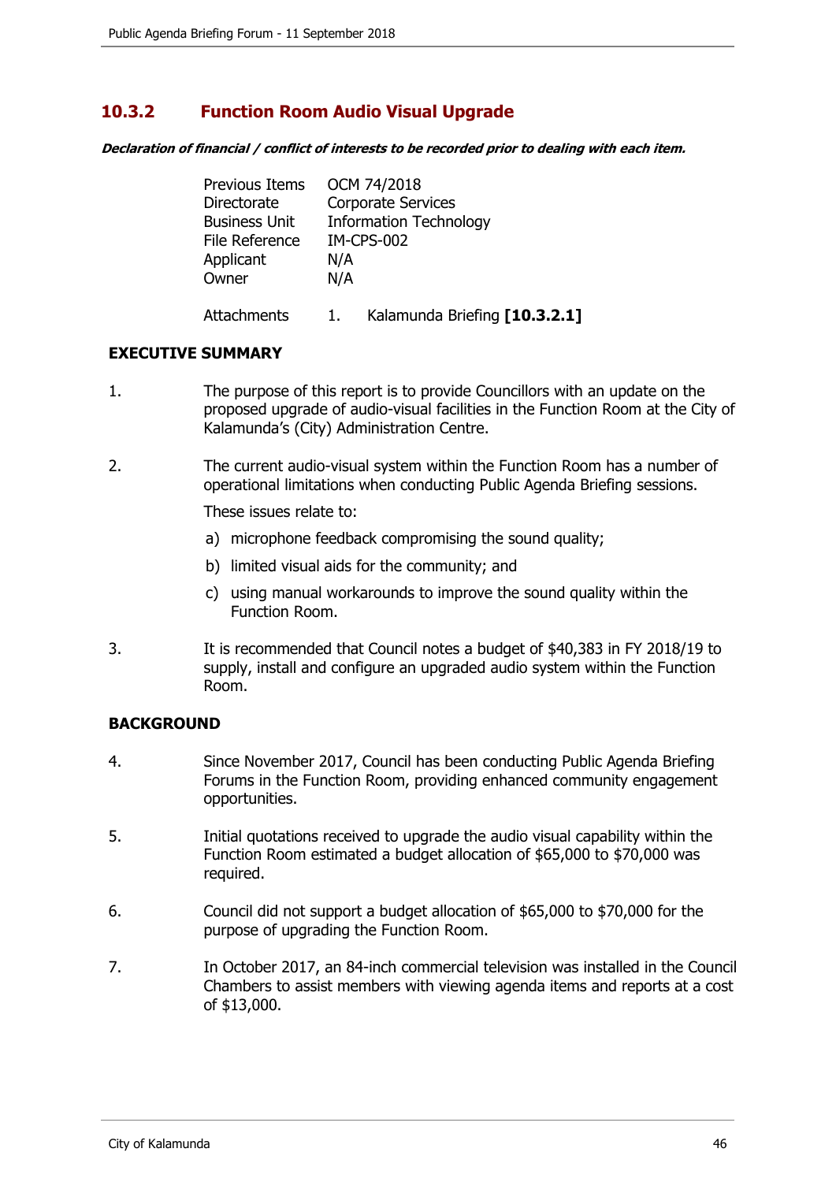## 10.3.2 Function Room Audio Visual Upgrade

***Declaration of financial / conflict of interests to be recorded prior to dealing with each item.***

| | |
|---|---|
| Previous Items | OCM 74/2018 |
| Directorate | Corporate Services |
| Business Unit | Information Technology |
| File Reference | IM-CPS-002 |
| Applicant | N/A |
| Owner | N/A |
| Attachments | 1. Kalamunda Briefing **[10.3.2.1]** |

### EXECUTIVE SUMMARY

1. The purpose of this report is to provide Councillors with an update on the proposed upgrade of audio-visual facilities in the Function Room at the City of Kalamunda's (City) Administration Centre.

2. The current audio-visual system within the Function Room has a number of operational limitations when conducting Public Agenda Briefing sessions.

   These issues relate to:

   a) microphone feedback compromising the sound quality;

   b) limited visual aids for the community; and

   c) using manual workarounds to improve the sound quality within the Function Room.

3. It is recommended that Council notes a budget of $40,383 in FY 2018/19 to supply, install and configure an upgraded audio system within the Function Room.

### BACKGROUND

4. Since November 2017, Council has been conducting Public Agenda Briefing Forums in the Function Room, providing enhanced community engagement opportunities.

5. Initial quotations received to upgrade the audio visual capability within the Function Room estimated a budget allocation of $65,000 to $70,000 was required.

6. Council did not support a budget allocation of $65,000 to $70,000 for the purpose of upgrading the Function Room.

7. In October 2017, an 84-inch commercial television was installed in the Council Chambers to assist members with viewing agenda items and reports at a cost of $13,000.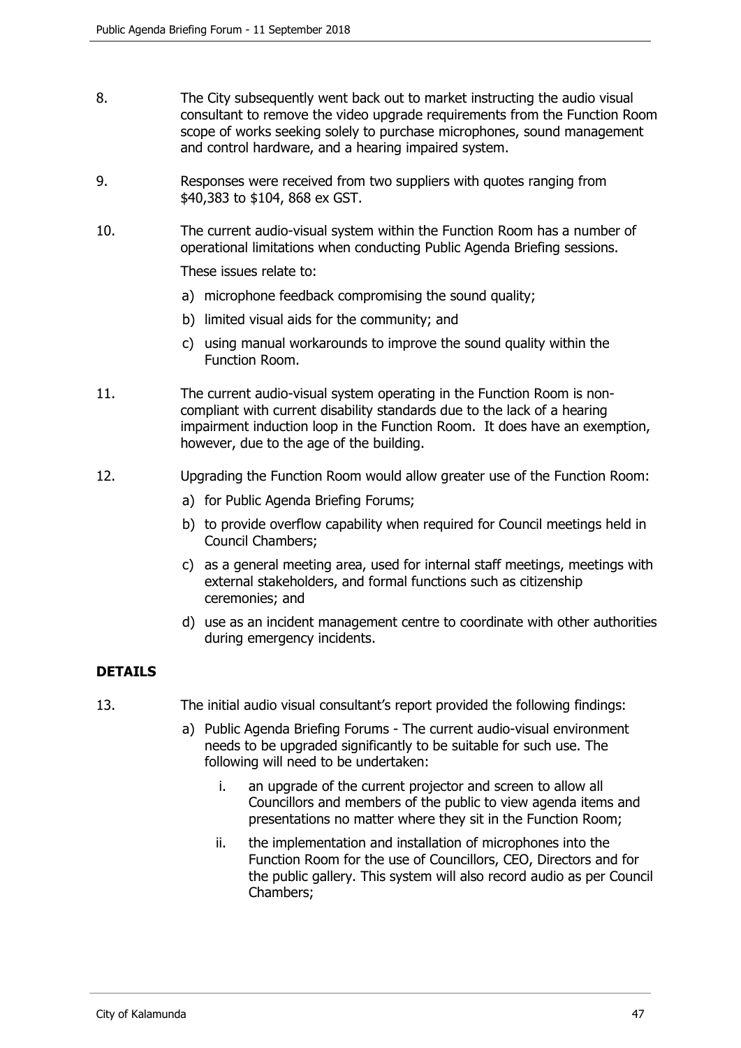8. The City subsequently went back out to market instructing the audio visual consultant to remove the video upgrade requirements from the Function Room scope of works seeking solely to purchase microphones, sound management and control hardware, and a hearing impaired system.

9. Responses were received from two suppliers with quotes ranging from $40,383 to $104, 868 ex GST.

10. The current audio-visual system within the Function Room has a number of operational limitations when conducting Public Agenda Briefing sessions.

    These issues relate to:

    a) microphone feedback compromising the sound quality;
    b) limited visual aids for the community; and
    c) using manual workarounds to improve the sound quality within the Function Room.

11. The current audio-visual system operating in the Function Room is non-compliant with current disability standards due to the lack of a hearing impairment induction loop in the Function Room. It does have an exemption, however, due to the age of the building.

12. Upgrading the Function Room would allow greater use of the Function Room:

    a) for Public Agenda Briefing Forums;
    b) to provide overflow capability when required for Council meetings held in Council Chambers;
    c) as a general meeting area, used for internal staff meetings, meetings with external stakeholders, and formal functions such as citizenship ceremonies; and
    d) use as an incident management centre to coordinate with other authorities during emergency incidents.

## DETAILS

13. The initial audio visual consultant's report provided the following findings:

    a) Public Agenda Briefing Forums - The current audio-visual environment needs to be upgraded significantly to be suitable for such use. The following will need to be undertaken:

       i. an upgrade of the current projector and screen to allow all Councillors and members of the public to view agenda items and presentations no matter where they sit in the Function Room;

       ii. the implementation and installation of microphones into the Function Room for the use of Councillors, CEO, Directors and for the public gallery. This system will also record audio as per Council Chambers;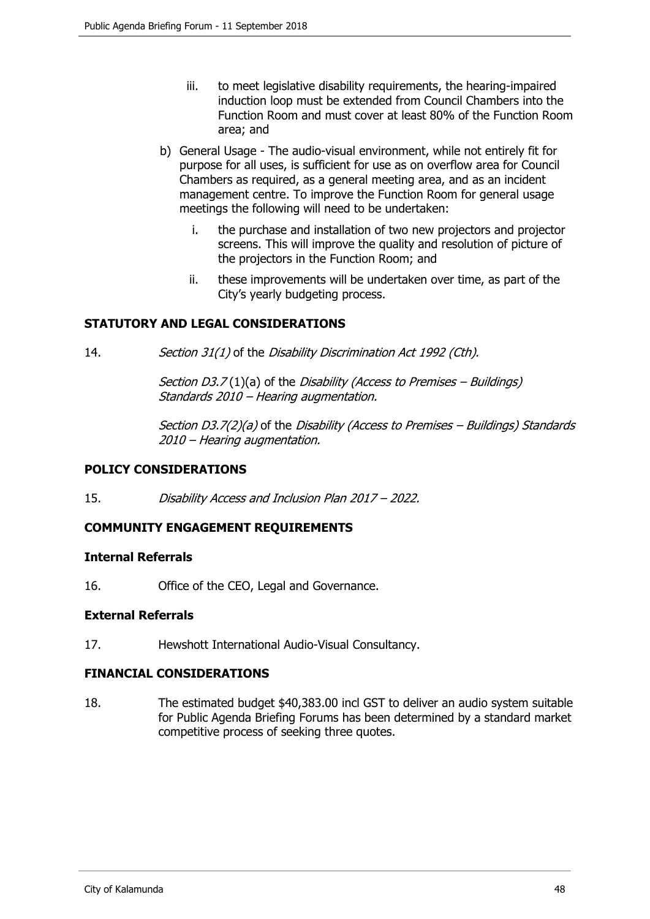iii. to meet legislative disability requirements, the hearing-impaired induction loop must be extended from Council Chambers into the Function Room and must cover at least 80% of the Function Room area; and

b) General Usage - The audio-visual environment, while not entirely fit for purpose for all uses, is sufficient for use as on overflow area for Council Chambers as required, as a general meeting area, and as an incident management centre. To improve the Function Room for general usage meetings the following will need to be undertaken:

   i. the purchase and installation of two new projectors and projector screens. This will improve the quality and resolution of picture of the projectors in the Function Room; and

   ii. these improvements will be undertaken over time, as part of the City's yearly budgeting process.

## STATUTORY AND LEGAL CONSIDERATIONS

14. *Section 31(1)* of the *Disability Discrimination Act 1992 (Cth).*

    *Section D3.7* (1)(a) of the *Disability (Access to Premises – Buildings) Standards 2010 – Hearing augmentation.*

    *Section D3.7(2)(a)* of the *Disability (Access to Premises – Buildings) Standards 2010 – Hearing augmentation.*

## POLICY CONSIDERATIONS

15. *Disability Access and Inclusion Plan 2017 – 2022.*

## COMMUNITY ENGAGEMENT REQUIREMENTS

### Internal Referrals

16. Office of the CEO, Legal and Governance.

### External Referrals

17. Hewshott International Audio-Visual Consultancy.

## FINANCIAL CONSIDERATIONS

18. The estimated budget $40,383.00 incl GST to deliver an audio system suitable for Public Agenda Briefing Forums has been determined by a standard market competitive process of seeking three quotes.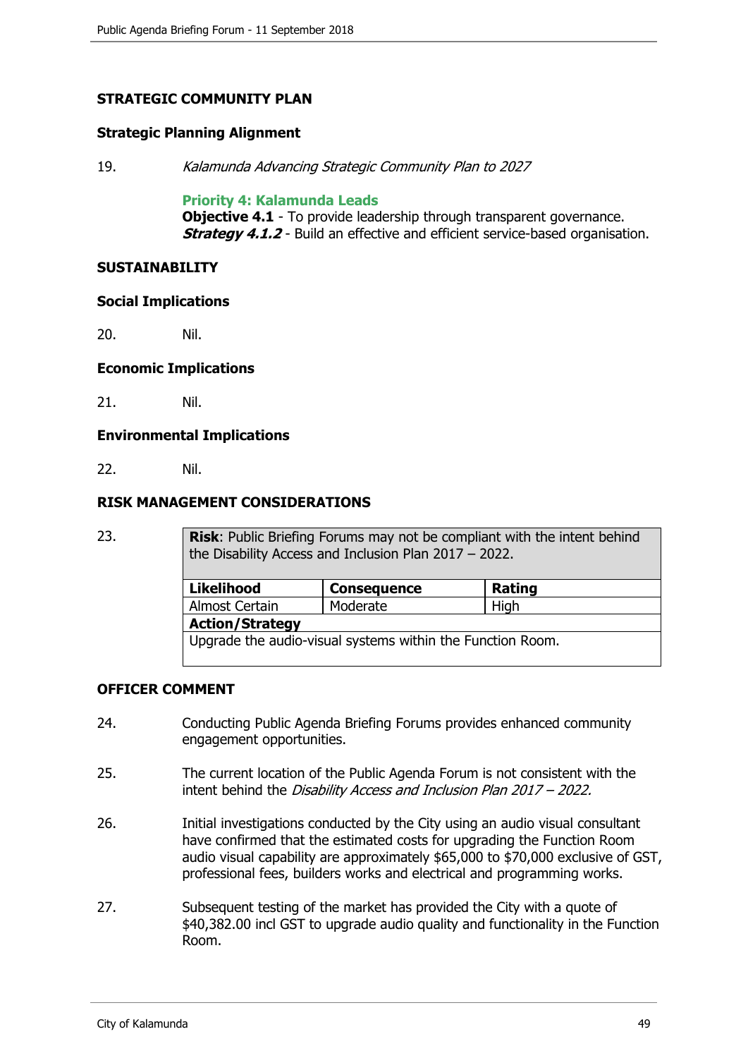## STRATEGIC COMMUNITY PLAN

### Strategic Planning Alignment

19. *Kalamunda Advancing Strategic Community Plan to 2027*

    **Priority 4: Kalamunda Leads**
    **Objective 4.1** - To provide leadership through transparent governance.
    ***Strategy 4.1.2*** - Build an effective and efficient service-based organisation.

## SUSTAINABILITY

### Social Implications

20. Nil.

### Economic Implications

21. Nil.

### Environmental Implications

22. Nil.

## RISK MANAGEMENT CONSIDERATIONS

23.

| **Risk**: Public Briefing Forums may not be compliant with the intent behind the Disability Access and Inclusion Plan 2017 – 2022. | | |
|---|---|---|
| **Likelihood** | **Consequence** | **Rating** |
| Almost Certain | Moderate | High |
| **Action/Strategy** | | |
| Upgrade the audio-visual systems within the Function Room. | | |

## OFFICER COMMENT

24. Conducting Public Agenda Briefing Forums provides enhanced community engagement opportunities.

25. The current location of the Public Agenda Forum is not consistent with the intent behind the *Disability Access and Inclusion Plan 2017 – 2022.*

26. Initial investigations conducted by the City using an audio visual consultant have confirmed that the estimated costs for upgrading the Function Room audio visual capability are approximately $65,000 to $70,000 exclusive of GST, professional fees, builders works and electrical and programming works.

27. Subsequent testing of the market has provided the City with a quote of $40,382.00 incl GST to upgrade audio quality and functionality in the Function Room.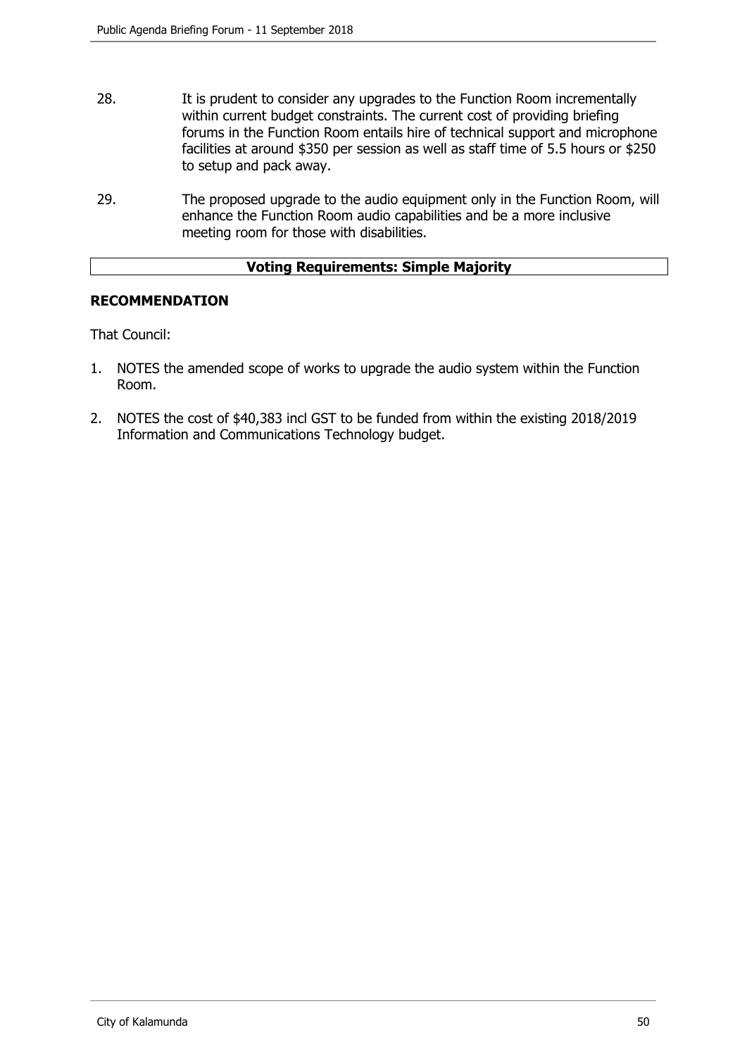28. It is prudent to consider any upgrades to the Function Room incrementally within current budget constraints. The current cost of providing briefing forums in the Function Room entails hire of technical support and microphone facilities at around $350 per session as well as staff time of 5.5 hours or $250 to setup and pack away.

29. The proposed upgrade to the audio equipment only in the Function Room, will enhance the Function Room audio capabilities and be a more inclusive meeting room for those with disabilities.

| **Voting Requirements: Simple Majority** |
| --- |

## RECOMMENDATION

That Council:

1. NOTES the amended scope of works to upgrade the audio system within the Function Room.
2. NOTES the cost of $40,383 incl GST to be funded from within the existing 2018/2019 Information and Communications Technology budget.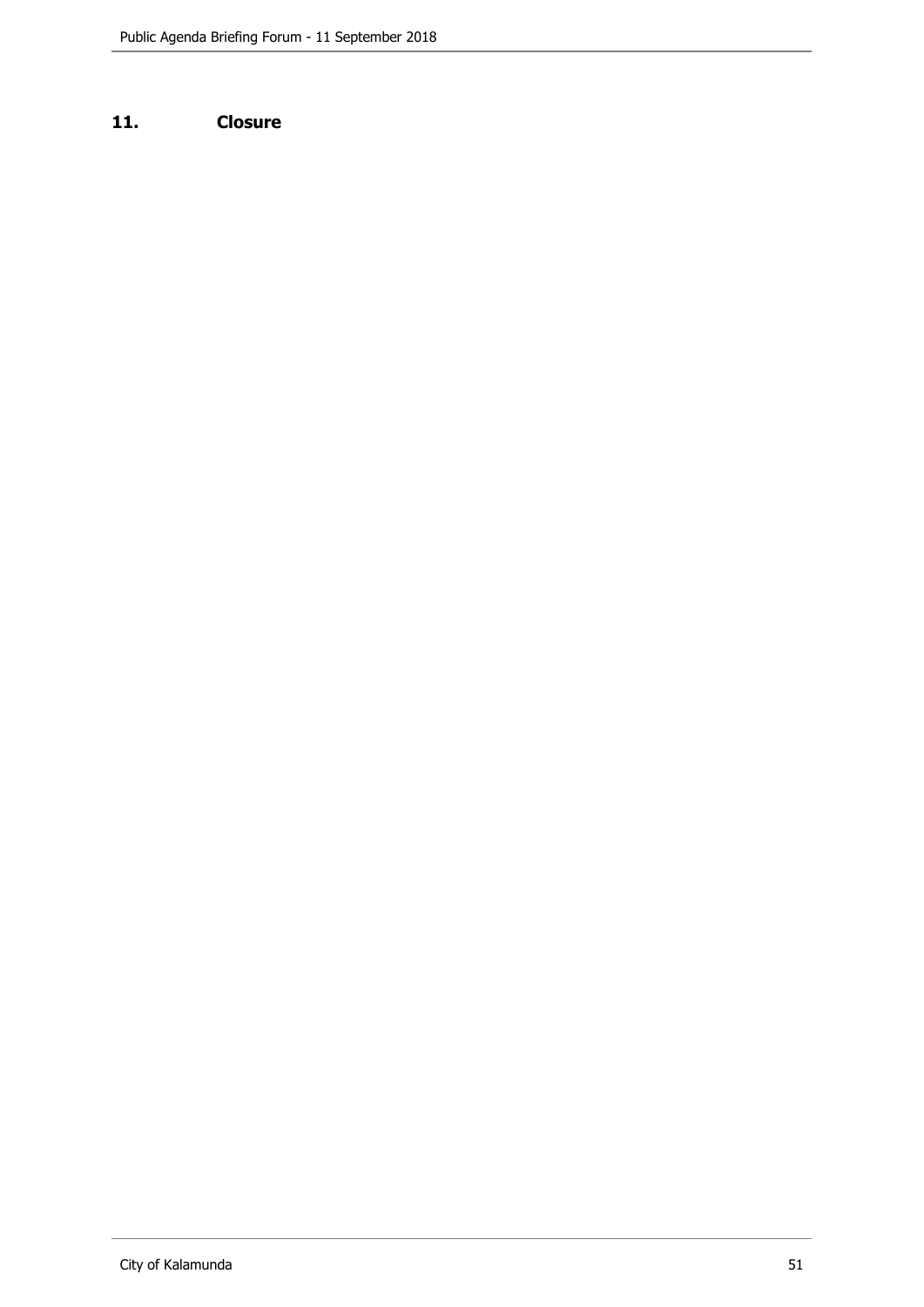## 11. Closure